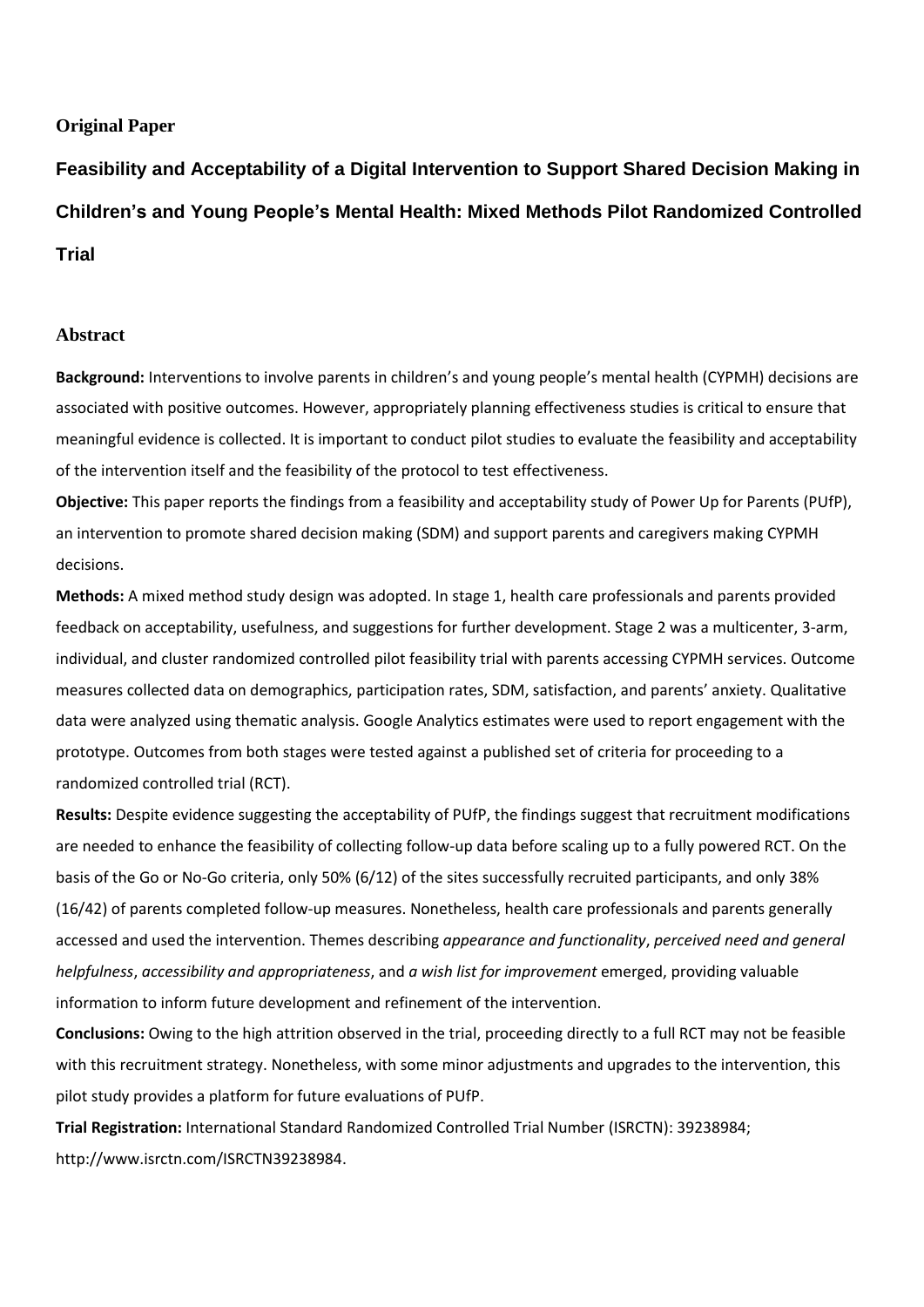**Original Paper**

# Feasibility and Acceptability of a Digital Intervention to Support Shared Decision Making in Children's and Young People's Mental Health: Mixed Methods Pilot Randomized Controlled Trial

## Abstract

**Background:** Interventions to involve parents in children's and young people's mental health (CYPMH) decisions are associated with positive outcomes. However, appropriately planning effectiveness studies is critical to ensure that meaningful evidence is collected. It is important to conduct pilot studies to evaluate the feasibility and acceptability of the intervention itself and the feasibility of the protocol to test effectiveness.

**Objective:** This paper reports the findings from a feasibility and acceptability study of Power Up for Parents (PUfP), an intervention to promote shared decision making (SDM) and support parents and caregivers making CYPMH decisions.

**Methods:** A mixed method study design was adopted. In stage 1, health care professionals and parents provided feedback on acceptability, usefulness, and suggestions for further development. Stage 2 was a multicenter, 3-arm, individual, and cluster randomized controlled pilot feasibility trial with parents accessing CYPMH services. Outcome measures collected data on demographics, participation rates, SDM, satisfaction, and parents' anxiety. Qualitative data were analyzed using thematic analysis. Google Analytics estimates were used to report engagement with the prototype. Outcomes from both stages were tested against a published set of criteria for proceeding to a randomized controlled trial (RCT).

**Results:** Despite evidence suggesting the acceptability of PUfP, the findings suggest that recruitment modifications are needed to enhance the feasibility of collecting follow-up data before scaling up to a fully powered RCT. On the basis of the Go or No-Go criteria, only 50% (6/12) of the sites successfully recruited participants, and only 38% (16/42) of parents completed follow-up measures. Nonetheless, health care professionals and parents generally accessed and used the intervention. Themes describing *appearance and functionality*, *perceived need and general helpfulness*, *accessibility and appropriateness*, and *a wish list for improvement* emerged, providing valuable information to inform future development and refinement of the intervention.

**Conclusions:** Owing to the high attrition observed in the trial, proceeding directly to a full RCT may not be feasible with this recruitment strategy. Nonetheless, with some minor adjustments and upgrades to the intervention, this pilot study provides a platform for future evaluations of PUfP.

**Trial Registration:** International Standard Randomized Controlled Trial Number (ISRCTN): 39238984; http://www.isrctn.com/ISRCTN39238984.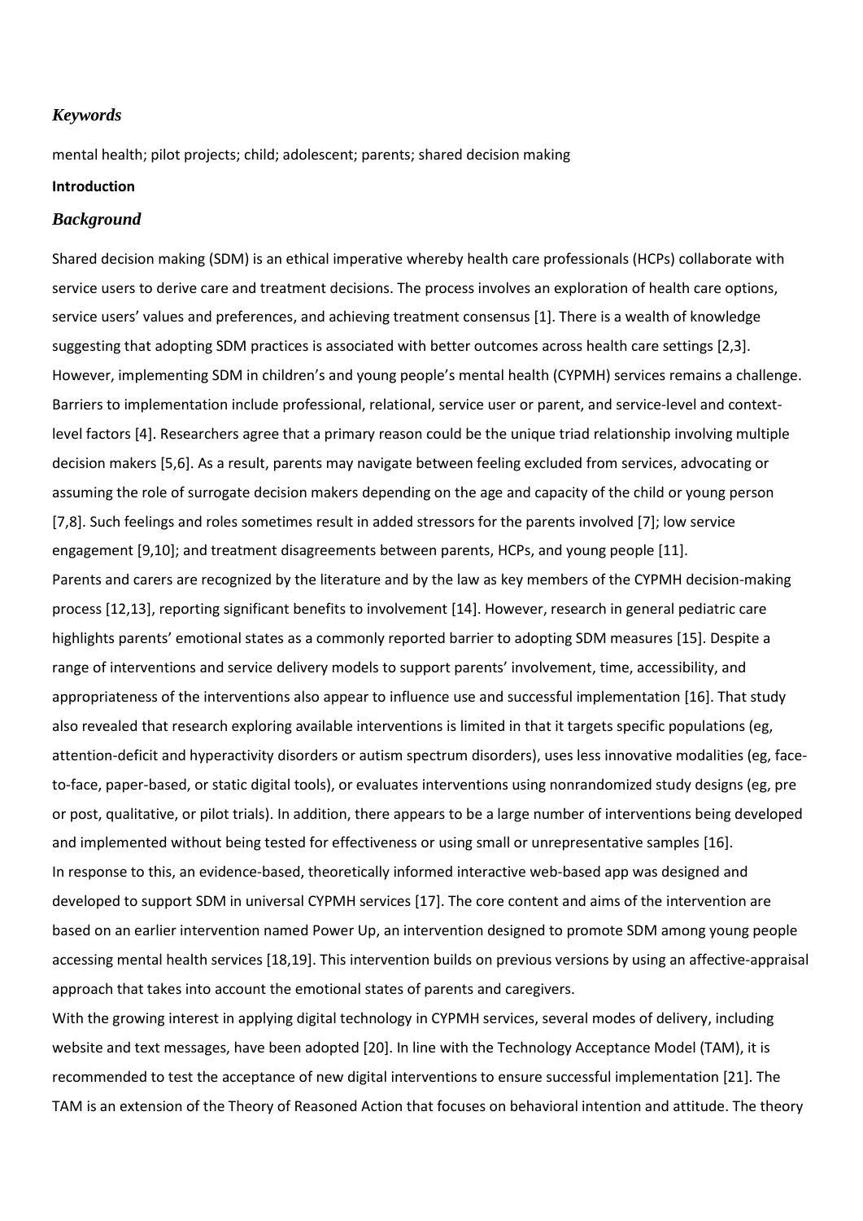### *Keywords*

mental health; pilot projects; child; adolescent; parents; shared decision making

**Introduction**

### *Background*

Shared decision making (SDM) is an ethical imperative whereby health care professionals (HCPs) collaborate with service users to derive care and treatment decisions. The process involves an exploration of health care options, service users' values and preferences, and achieving treatment consensus [1]. There is a wealth of knowledge suggesting that adopting SDM practices is associated with better outcomes across health care settings [2,3]. However, implementing SDM in children's and young people's mental health (CYPMH) services remains a challenge. Barriers to implementation include professional, relational, service user or parent, and service-level and context-level factors [4]. Researchers agree that a primary reason could be the unique triad relationship involving multiple decision makers [5,6]. As a result, parents may navigate between feeling excluded from services, advocating or assuming the role of surrogate decision makers depending on the age and capacity of the child or young person [7,8]. Such feelings and roles sometimes result in added stressors for the parents involved [7]; low service engagement [9,10]; and treatment disagreements between parents, HCPs, and young people [11].

Parents and carers are recognized by the literature and by the law as key members of the CYPMH decision-making process [12,13], reporting significant benefits to involvement [14]. However, research in general pediatric care highlights parents' emotional states as a commonly reported barrier to adopting SDM measures [15]. Despite a range of interventions and service delivery models to support parents' involvement, time, accessibility, and appropriateness of the interventions also appear to influence use and successful implementation [16]. That study also revealed that research exploring available interventions is limited in that it targets specific populations (eg, attention-deficit and hyperactivity disorders or autism spectrum disorders), uses less innovative modalities (eg, face-to-face, paper-based, or static digital tools), or evaluates interventions using nonrandomized study designs (eg, pre or post, qualitative, or pilot trials). In addition, there appears to be a large number of interventions being developed and implemented without being tested for effectiveness or using small or unrepresentative samples [16].

In response to this, an evidence-based, theoretically informed interactive web-based app was designed and developed to support SDM in universal CYPMH services [17]. The core content and aims of the intervention are based on an earlier intervention named Power Up, an intervention designed to promote SDM among young people accessing mental health services [18,19]. This intervention builds on previous versions by using an affective-appraisal approach that takes into account the emotional states of parents and caregivers.

With the growing interest in applying digital technology in CYPMH services, several modes of delivery, including website and text messages, have been adopted [20]. In line with the Technology Acceptance Model (TAM), it is recommended to test the acceptance of new digital interventions to ensure successful implementation [21]. The TAM is an extension of the Theory of Reasoned Action that focuses on behavioral intention and attitude. The theory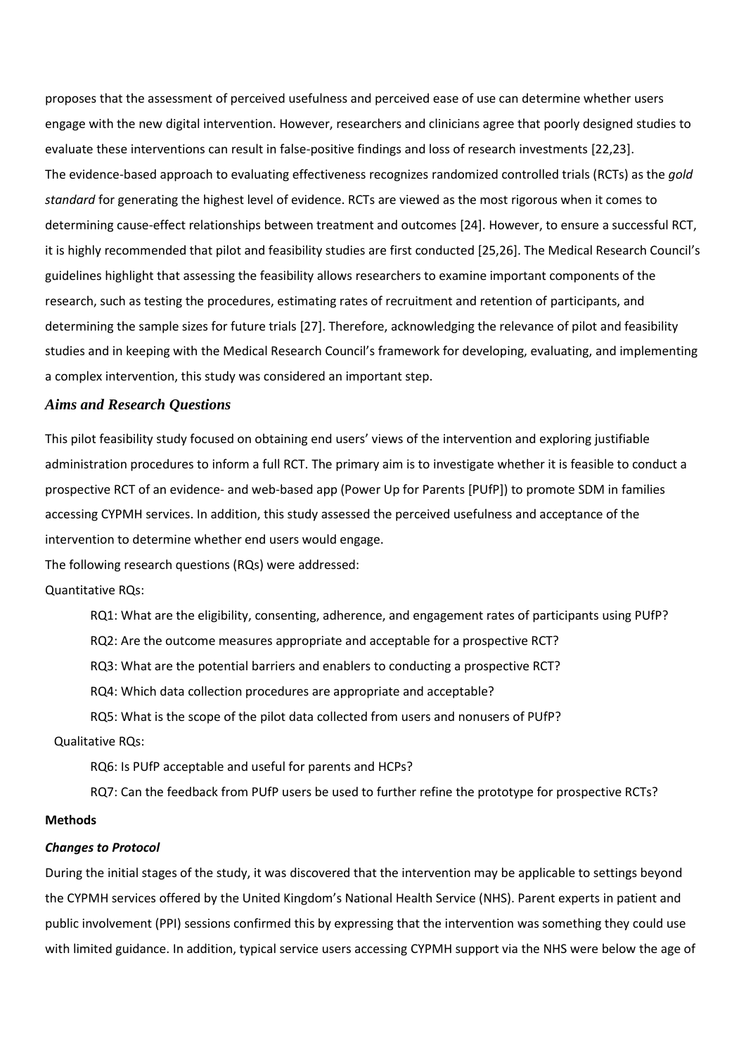proposes that the assessment of perceived usefulness and perceived ease of use can determine whether users engage with the new digital intervention. However, researchers and clinicians agree that poorly designed studies to evaluate these interventions can result in false-positive findings and loss of research investments [22,23].

The evidence-based approach to evaluating effectiveness recognizes randomized controlled trials (RCTs) as the *gold standard* for generating the highest level of evidence. RCTs are viewed as the most rigorous when it comes to determining cause-effect relationships between treatment and outcomes [24]. However, to ensure a successful RCT, it is highly recommended that pilot and feasibility studies are first conducted [25,26]. The Medical Research Council's guidelines highlight that assessing the feasibility allows researchers to examine important components of the research, such as testing the procedures, estimating rates of recruitment and retention of participants, and determining the sample sizes for future trials [27]. Therefore, acknowledging the relevance of pilot and feasibility studies and in keeping with the Medical Research Council's framework for developing, evaluating, and implementing a complex intervention, this study was considered an important step.

### *Aims and Research Questions*

This pilot feasibility study focused on obtaining end users' views of the intervention and exploring justifiable administration procedures to inform a full RCT. The primary aim is to investigate whether it is feasible to conduct a prospective RCT of an evidence- and web-based app (Power Up for Parents [PUfP]) to promote SDM in families accessing CYPMH services. In addition, this study assessed the perceived usefulness and acceptance of the intervention to determine whether end users would engage.

The following research questions (RQs) were addressed:

Quantitative RQs:

- RQ1: What are the eligibility, consenting, adherence, and engagement rates of participants using PUfP?
- RQ2: Are the outcome measures appropriate and acceptable for a prospective RCT?
- RQ3: What are the potential barriers and enablers to conducting a prospective RCT?
- RQ4: Which data collection procedures are appropriate and acceptable?
- RQ5: What is the scope of the pilot data collected from users and nonusers of PUfP?

Qualitative RQs:

- RQ6: Is PUfP acceptable and useful for parents and HCPs?
- RQ7: Can the feedback from PUfP users be used to further refine the prototype for prospective RCTs?

## Methods

### *Changes to Protocol*

During the initial stages of the study, it was discovered that the intervention may be applicable to settings beyond the CYPMH services offered by the United Kingdom's National Health Service (NHS). Parent experts in patient and public involvement (PPI) sessions confirmed this by expressing that the intervention was something they could use with limited guidance. In addition, typical service users accessing CYPMH support via the NHS were below the age of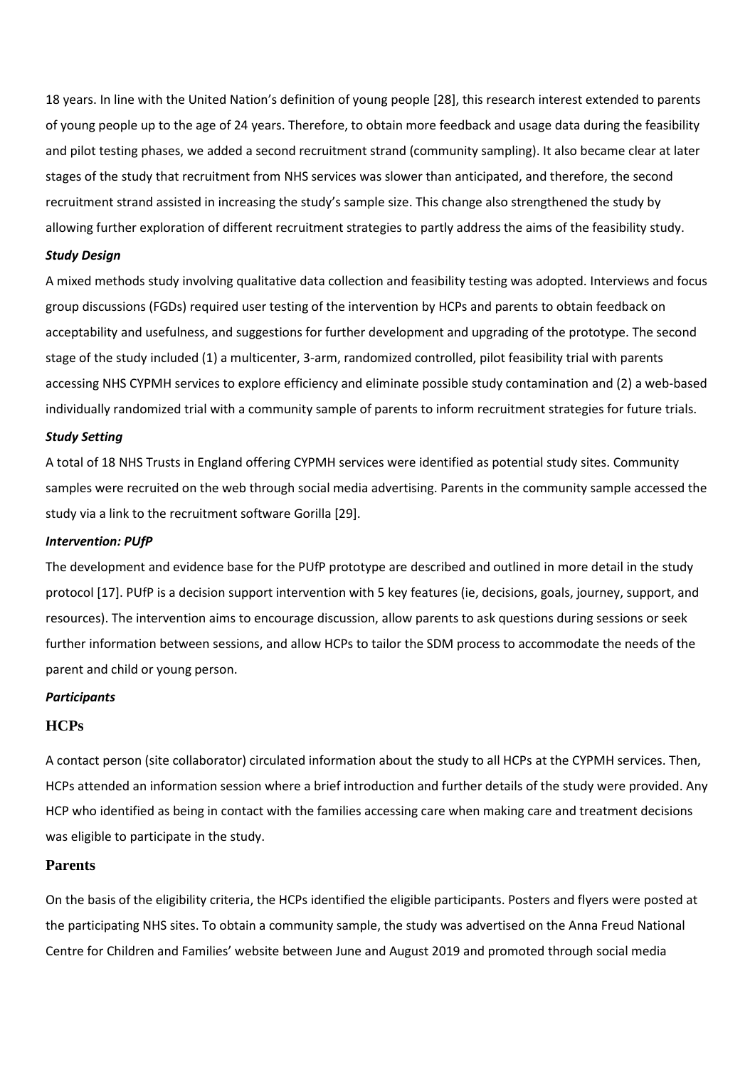18 years. In line with the United Nation's definition of young people [28], this research interest extended to parents of young people up to the age of 24 years. Therefore, to obtain more feedback and usage data during the feasibility and pilot testing phases, we added a second recruitment strand (community sampling). It also became clear at later stages of the study that recruitment from NHS services was slower than anticipated, and therefore, the second recruitment strand assisted in increasing the study's sample size. This change also strengthened the study by allowing further exploration of different recruitment strategies to partly address the aims of the feasibility study.

### *Study Design*

A mixed methods study involving qualitative data collection and feasibility testing was adopted. Interviews and focus group discussions (FGDs) required user testing of the intervention by HCPs and parents to obtain feedback on acceptability and usefulness, and suggestions for further development and upgrading of the prototype. The second stage of the study included (1) a multicenter, 3-arm, randomized controlled, pilot feasibility trial with parents accessing NHS CYPMH services to explore efficiency and eliminate possible study contamination and (2) a web-based individually randomized trial with a community sample of parents to inform recruitment strategies for future trials.

### *Study Setting*

A total of 18 NHS Trusts in England offering CYPMH services were identified as potential study sites. Community samples were recruited on the web through social media advertising. Parents in the community sample accessed the study via a link to the recruitment software Gorilla [29].

### *Intervention: PUfP*

The development and evidence base for the PUfP prototype are described and outlined in more detail in the study protocol [17]. PUfP is a decision support intervention with 5 key features (ie, decisions, goals, journey, support, and resources). The intervention aims to encourage discussion, allow parents to ask questions during sessions or seek further information between sessions, and allow HCPs to tailor the SDM process to accommodate the needs of the parent and child or young person.

### *Participants*

#### HCPs

A contact person (site collaborator) circulated information about the study to all HCPs at the CYPMH services. Then, HCPs attended an information session where a brief introduction and further details of the study were provided. Any HCP who identified as being in contact with the families accessing care when making care and treatment decisions was eligible to participate in the study.

#### Parents

On the basis of the eligibility criteria, the HCPs identified the eligible participants. Posters and flyers were posted at the participating NHS sites. To obtain a community sample, the study was advertised on the Anna Freud National Centre for Children and Families' website between June and August 2019 and promoted through social media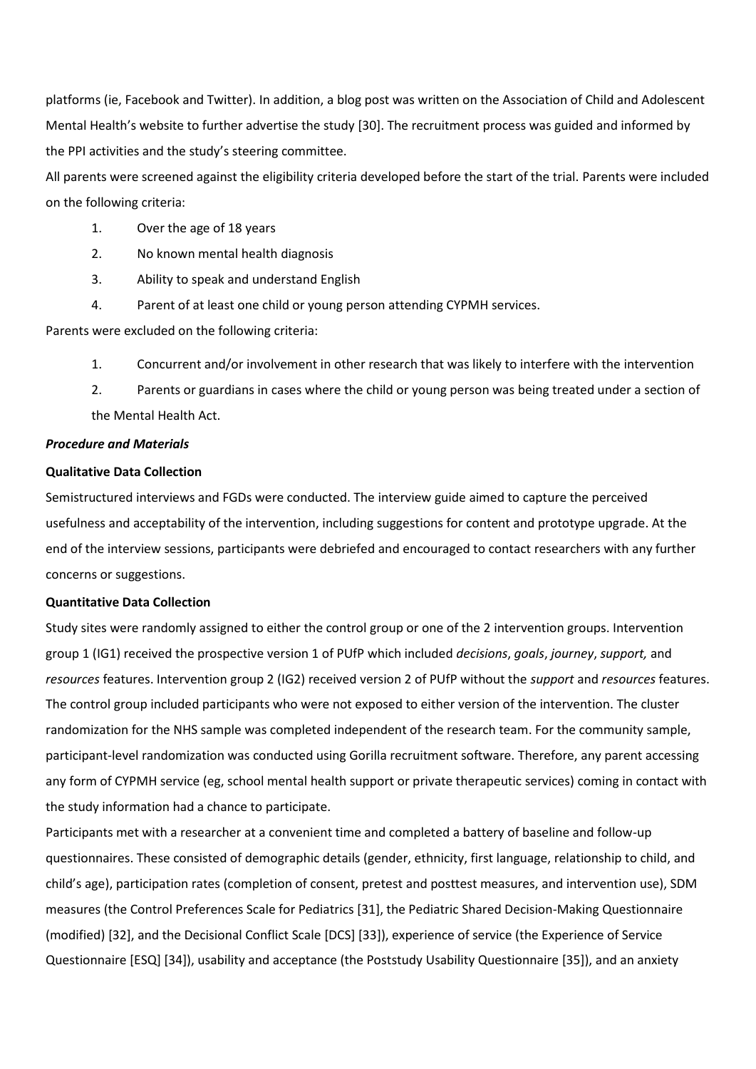platforms (ie, Facebook and Twitter). In addition, a blog post was written on the Association of Child and Adolescent Mental Health's website to further advertise the study [30]. The recruitment process was guided and informed by the PPI activities and the study's steering committee.

All parents were screened against the eligibility criteria developed before the start of the trial. Parents were included on the following criteria:

1. Over the age of 18 years
2. No known mental health diagnosis
3. Ability to speak and understand English
4. Parent of at least one child or young person attending CYPMH services.

Parents were excluded on the following criteria:

1. Concurrent and/or involvement in other research that was likely to interfere with the intervention
2. Parents or guardians in cases where the child or young person was being treated under a section of the Mental Health Act.

***Procedure and Materials***

**Qualitative Data Collection**

Semistructured interviews and FGDs were conducted. The interview guide aimed to capture the perceived usefulness and acceptability of the intervention, including suggestions for content and prototype upgrade. At the end of the interview sessions, participants were debriefed and encouraged to contact researchers with any further concerns or suggestions.

**Quantitative Data Collection**

Study sites were randomly assigned to either the control group or one of the 2 intervention groups. Intervention group 1 (IG1) received the prospective version 1 of PUfP which included *decisions*, *goals*, *journey*, *support,* and *resources* features. Intervention group 2 (IG2) received version 2 of PUfP without the *support* and *resources* features. The control group included participants who were not exposed to either version of the intervention. The cluster randomization for the NHS sample was completed independent of the research team. For the community sample, participant-level randomization was conducted using Gorilla recruitment software. Therefore, any parent accessing any form of CYPMH service (eg, school mental health support or private therapeutic services) coming in contact with the study information had a chance to participate.

Participants met with a researcher at a convenient time and completed a battery of baseline and follow-up questionnaires. These consisted of demographic details (gender, ethnicity, first language, relationship to child, and child's age), participation rates (completion of consent, pretest and posttest measures, and intervention use), SDM measures (the Control Preferences Scale for Pediatrics [31], the Pediatric Shared Decision-Making Questionnaire (modified) [32], and the Decisional Conflict Scale [DCS] [33]), experience of service (the Experience of Service Questionnaire [ESQ] [34]), usability and acceptance (the Poststudy Usability Questionnaire [35]), and an anxiety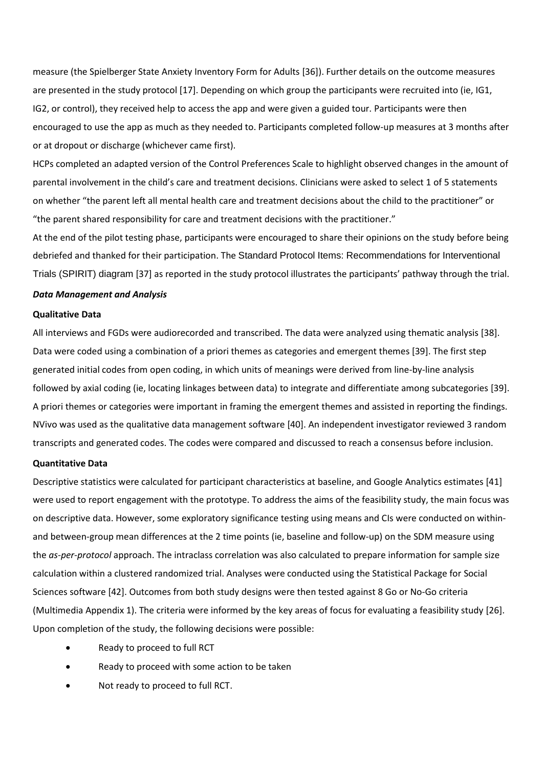measure (the Spielberger State Anxiety Inventory Form for Adults [36]). Further details on the outcome measures are presented in the study protocol [17]. Depending on which group the participants were recruited into (ie, IG1, IG2, or control), they received help to access the app and were given a guided tour. Participants were then encouraged to use the app as much as they needed to. Participants completed follow-up measures at 3 months after or at dropout or discharge (whichever came first).

HCPs completed an adapted version of the Control Preferences Scale to highlight observed changes in the amount of parental involvement in the child's care and treatment decisions. Clinicians were asked to select 1 of 5 statements on whether "the parent left all mental health care and treatment decisions about the child to the practitioner" or "the parent shared responsibility for care and treatment decisions with the practitioner."

At the end of the pilot testing phase, participants were encouraged to share their opinions on the study before being debriefed and thanked for their participation. The Standard Protocol Items: Recommendations for Interventional Trials (SPIRIT) diagram [37] as reported in the study protocol illustrates the participants' pathway through the trial.

### *Data Management and Analysis*

#### Qualitative Data

All interviews and FGDs were audiorecorded and transcribed. The data were analyzed using thematic analysis [38]. Data were coded using a combination of a priori themes as categories and emergent themes [39]. The first step generated initial codes from open coding, in which units of meanings were derived from line-by-line analysis followed by axial coding (ie, locating linkages between data) to integrate and differentiate among subcategories [39]. A priori themes or categories were important in framing the emergent themes and assisted in reporting the findings. NVivo was used as the qualitative data management software [40]. An independent investigator reviewed 3 random transcripts and generated codes. The codes were compared and discussed to reach a consensus before inclusion.

#### Quantitative Data

Descriptive statistics were calculated for participant characteristics at baseline, and Google Analytics estimates [41] were used to report engagement with the prototype. To address the aims of the feasibility study, the main focus was on descriptive data. However, some exploratory significance testing using means and CIs were conducted on within- and between-group mean differences at the 2 time points (ie, baseline and follow-up) on the SDM measure using the *as-per-protocol* approach. The intraclass correlation was also calculated to prepare information for sample size calculation within a clustered randomized trial. Analyses were conducted using the Statistical Package for Social Sciences software [42]. Outcomes from both study designs were then tested against 8 Go or No-Go criteria (Multimedia Appendix 1). The criteria were informed by the key areas of focus for evaluating a feasibility study [26]. Upon completion of the study, the following decisions were possible:

- Ready to proceed to full RCT
- Ready to proceed with some action to be taken
- Not ready to proceed to full RCT.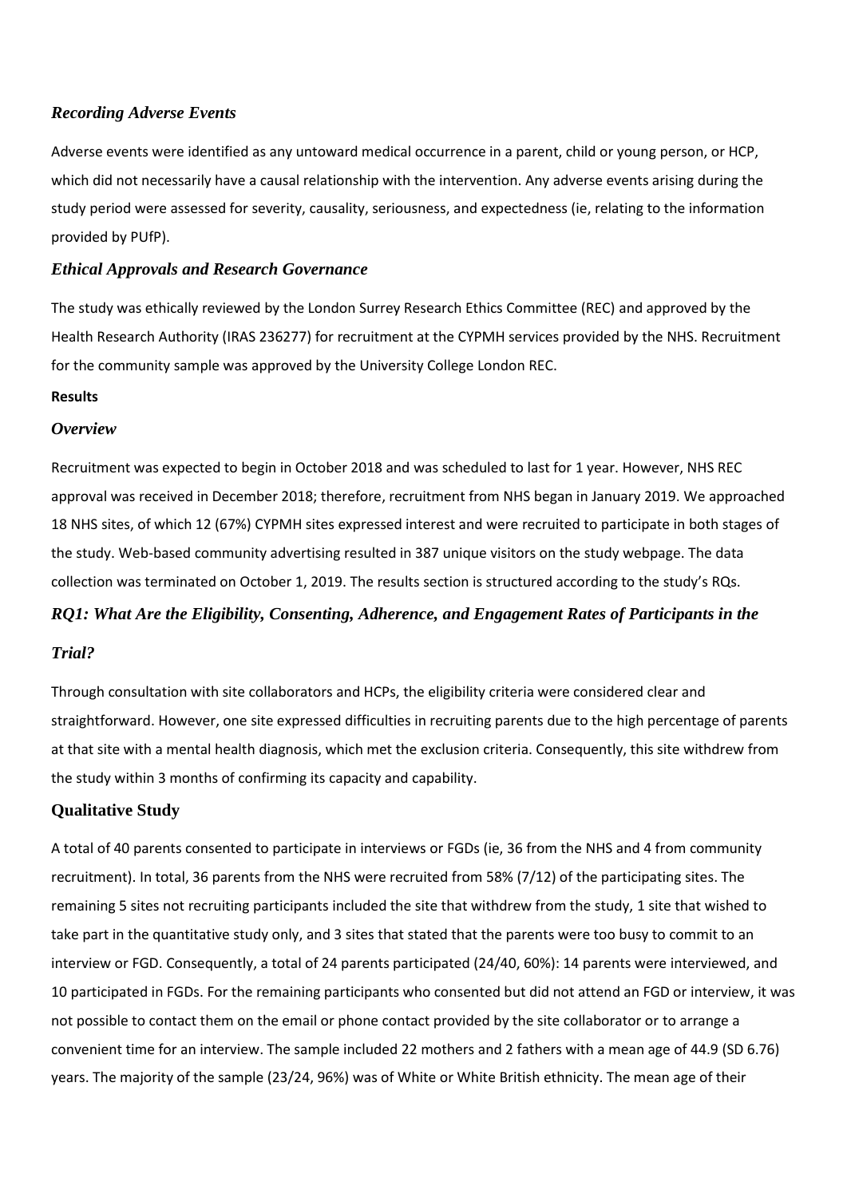### *Recording Adverse Events*

Adverse events were identified as any untoward medical occurrence in a parent, child or young person, or HCP, which did not necessarily have a causal relationship with the intervention. Any adverse events arising during the study period were assessed for severity, causality, seriousness, and expectedness (ie, relating to the information provided by PUfP).

### *Ethical Approvals and Research Governance*

The study was ethically reviewed by the London Surrey Research Ethics Committee (REC) and approved by the Health Research Authority (IRAS 236277) for recruitment at the CYPMH services provided by the NHS. Recruitment for the community sample was approved by the University College London REC.

## Results

### *Overview*

Recruitment was expected to begin in October 2018 and was scheduled to last for 1 year. However, NHS REC approval was received in December 2018; therefore, recruitment from NHS began in January 2019. We approached 18 NHS sites, of which 12 (67%) CYPMH sites expressed interest and were recruited to participate in both stages of the study. Web-based community advertising resulted in 387 unique visitors on the study webpage. The data collection was terminated on October 1, 2019. The results section is structured according to the study's RQs.

### *RQ1: What Are the Eligibility, Consenting, Adherence, and Engagement Rates of Participants in the Trial?*

Through consultation with site collaborators and HCPs, the eligibility criteria were considered clear and straightforward. However, one site expressed difficulties in recruiting parents due to the high percentage of parents at that site with a mental health diagnosis, which met the exclusion criteria. Consequently, this site withdrew from the study within 3 months of confirming its capacity and capability.

### Qualitative Study

A total of 40 parents consented to participate in interviews or FGDs (ie, 36 from the NHS and 4 from community recruitment). In total, 36 parents from the NHS were recruited from 58% (7/12) of the participating sites. The remaining 5 sites not recruiting participants included the site that withdrew from the study, 1 site that wished to take part in the quantitative study only, and 3 sites that stated that the parents were too busy to commit to an interview or FGD. Consequently, a total of 24 parents participated (24/40, 60%): 14 parents were interviewed, and 10 participated in FGDs. For the remaining participants who consented but did not attend an FGD or interview, it was not possible to contact them on the email or phone contact provided by the site collaborator or to arrange a convenient time for an interview. The sample included 22 mothers and 2 fathers with a mean age of 44.9 (SD 6.76) years. The majority of the sample (23/24, 96%) was of White or White British ethnicity. The mean age of their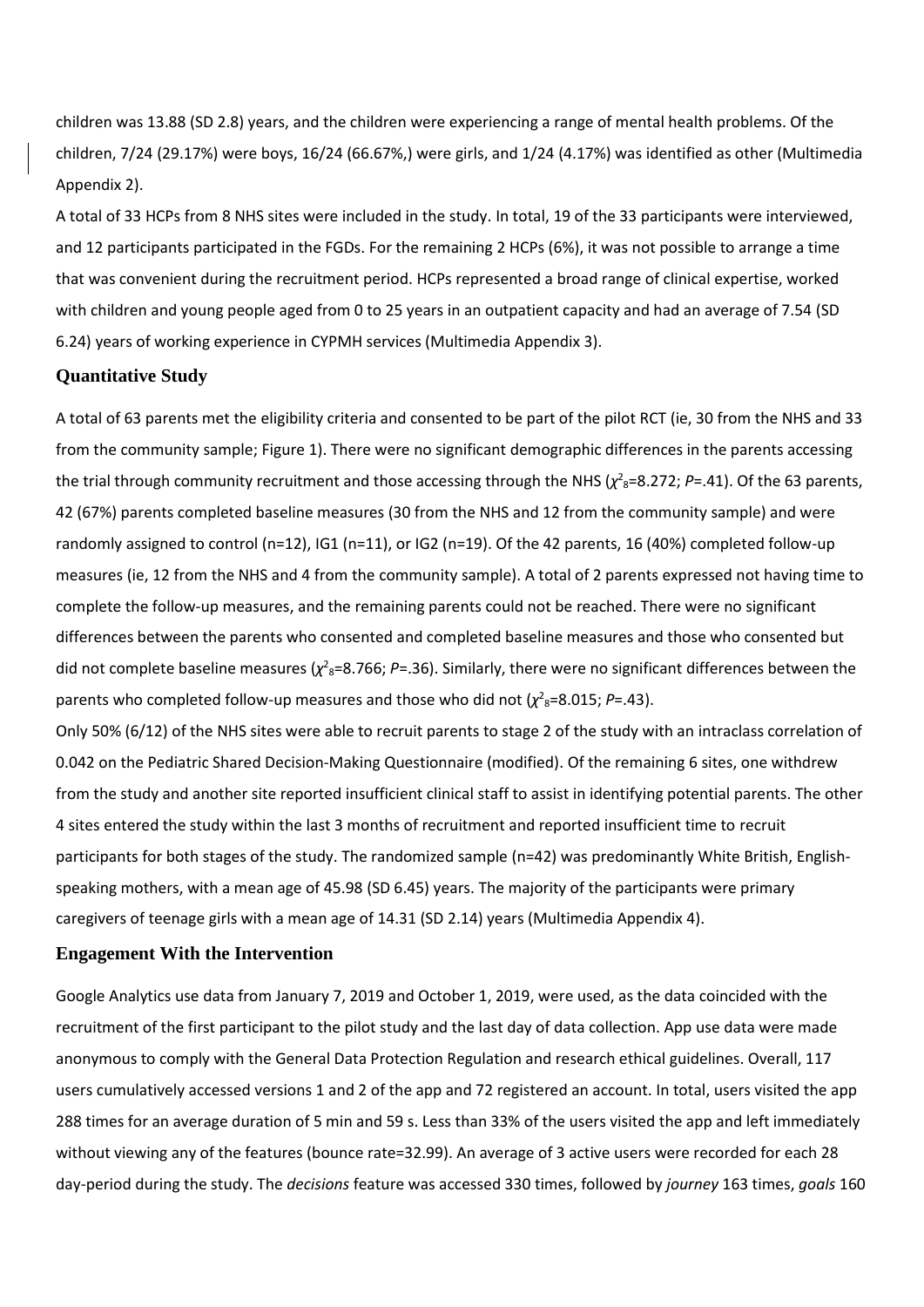children was 13.88 (SD 2.8) years, and the children were experiencing a range of mental health problems. Of the children, 7/24 (29.17%) were boys, 16/24 (66.67%,) were girls, and 1/24 (4.17%) was identified as other (Multimedia Appendix 2).

A total of 33 HCPs from 8 NHS sites were included in the study. In total, 19 of the 33 participants were interviewed, and 12 participants participated in the FGDs. For the remaining 2 HCPs (6%), it was not possible to arrange a time that was convenient during the recruitment period. HCPs represented a broad range of clinical expertise, worked with children and young people aged from 0 to 25 years in an outpatient capacity and had an average of 7.54 (SD 6.24) years of working experience in CYPMH services (Multimedia Appendix 3).

### Quantitative Study

A total of 63 parents met the eligibility criteria and consented to be part of the pilot RCT (ie, 30 from the NHS and 33 from the community sample; Figure 1). There were no significant demographic differences in the parents accessing the trial through community recruitment and those accessing through the NHS ($\chi^2_8$=8.272; *P*=.41). Of the 63 parents, 42 (67%) parents completed baseline measures (30 from the NHS and 12 from the community sample) and were randomly assigned to control (n=12), IG1 (n=11), or IG2 (n=19). Of the 42 parents, 16 (40%) completed follow-up measures (ie, 12 from the NHS and 4 from the community sample). A total of 2 parents expressed not having time to complete the follow-up measures, and the remaining parents could not be reached. There were no significant differences between the parents who consented and completed baseline measures and those who consented but did not complete baseline measures ($\chi^2_8$=8.766; *P*=.36). Similarly, there were no significant differences between the parents who completed follow-up measures and those who did not ($\chi^2_8$=8.015; *P*=.43).

Only 50% (6/12) of the NHS sites were able to recruit parents to stage 2 of the study with an intraclass correlation of 0.042 on the Pediatric Shared Decision-Making Questionnaire (modified). Of the remaining 6 sites, one withdrew from the study and another site reported insufficient clinical staff to assist in identifying potential parents. The other 4 sites entered the study within the last 3 months of recruitment and reported insufficient time to recruit participants for both stages of the study. The randomized sample (n=42) was predominantly White British, English-speaking mothers, with a mean age of 45.98 (SD 6.45) years. The majority of the participants were primary caregivers of teenage girls with a mean age of 14.31 (SD 2.14) years (Multimedia Appendix 4).

### Engagement With the Intervention

Google Analytics use data from January 7, 2019 and October 1, 2019, were used, as the data coincided with the recruitment of the first participant to the pilot study and the last day of data collection. App use data were made anonymous to comply with the General Data Protection Regulation and research ethical guidelines. Overall, 117 users cumulatively accessed versions 1 and 2 of the app and 72 registered an account. In total, users visited the app 288 times for an average duration of 5 min and 59 s. Less than 33% of the users visited the app and left immediately without viewing any of the features (bounce rate=32.99). An average of 3 active users were recorded for each 28 day-period during the study. The *decisions* feature was accessed 330 times, followed by *journey* 163 times, *goals* 160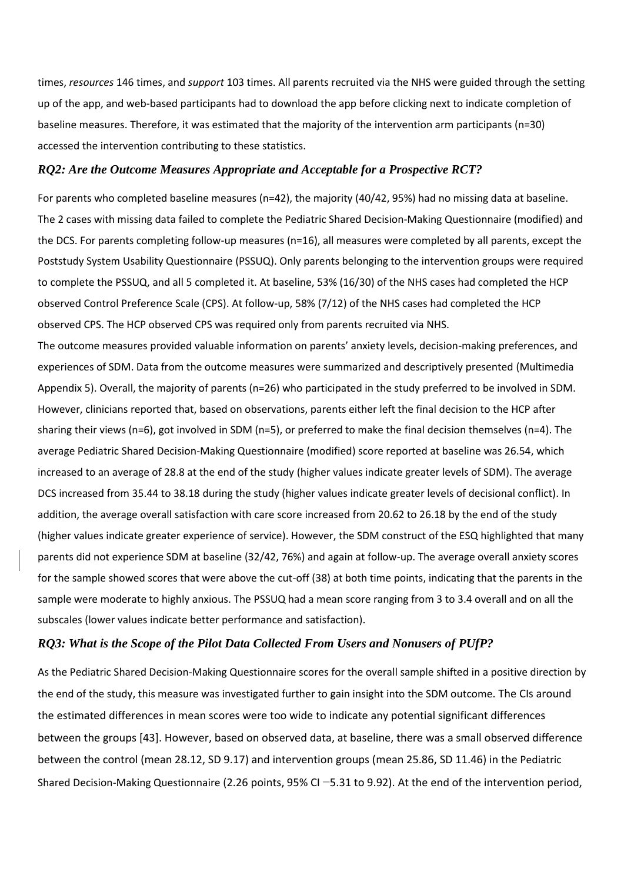times, *resources* 146 times, and *support* 103 times. All parents recruited via the NHS were guided through the setting up of the app, and web-based participants had to download the app before clicking next to indicate completion of baseline measures. Therefore, it was estimated that the majority of the intervention arm participants (n=30) accessed the intervention contributing to these statistics.

### *RQ2: Are the Outcome Measures Appropriate and Acceptable for a Prospective RCT?*

For parents who completed baseline measures (n=42), the majority (40/42, 95%) had no missing data at baseline. The 2 cases with missing data failed to complete the Pediatric Shared Decision-Making Questionnaire (modified) and the DCS. For parents completing follow-up measures (n=16), all measures were completed by all parents, except the Poststudy System Usability Questionnaire (PSSUQ). Only parents belonging to the intervention groups were required to complete the PSSUQ, and all 5 completed it. At baseline, 53% (16/30) of the NHS cases had completed the HCP observed Control Preference Scale (CPS). At follow-up, 58% (7/12) of the NHS cases had completed the HCP observed CPS. The HCP observed CPS was required only from parents recruited via NHS.

The outcome measures provided valuable information on parents' anxiety levels, decision-making preferences, and experiences of SDM. Data from the outcome measures were summarized and descriptively presented (Multimedia Appendix 5). Overall, the majority of parents (n=26) who participated in the study preferred to be involved in SDM. However, clinicians reported that, based on observations, parents either left the final decision to the HCP after sharing their views (n=6), got involved in SDM (n=5), or preferred to make the final decision themselves (n=4). The average Pediatric Shared Decision-Making Questionnaire (modified) score reported at baseline was 26.54, which increased to an average of 28.8 at the end of the study (higher values indicate greater levels of SDM). The average DCS increased from 35.44 to 38.18 during the study (higher values indicate greater levels of decisional conflict). In addition, the average overall satisfaction with care score increased from 20.62 to 26.18 by the end of the study (higher values indicate greater experience of service). However, the SDM construct of the ESQ highlighted that many parents did not experience SDM at baseline (32/42, 76%) and again at follow-up. The average overall anxiety scores for the sample showed scores that were above the cut-off (38) at both time points, indicating that the parents in the sample were moderate to highly anxious. The PSSUQ had a mean score ranging from 3 to 3.4 overall and on all the subscales (lower values indicate better performance and satisfaction).

### *RQ3: What is the Scope of the Pilot Data Collected From Users and Nonusers of PUfP?*

As the Pediatric Shared Decision-Making Questionnaire scores for the overall sample shifted in a positive direction by the end of the study, this measure was investigated further to gain insight into the SDM outcome. The CIs around the estimated differences in mean scores were too wide to indicate any potential significant differences between the groups [43]. However, based on observed data, at baseline, there was a small observed difference between the control (mean 28.12, SD 9.17) and intervention groups (mean 25.86, SD 11.46) in the Pediatric Shared Decision-Making Questionnaire (2.26 points, 95% CI −5.31 to 9.92). At the end of the intervention period,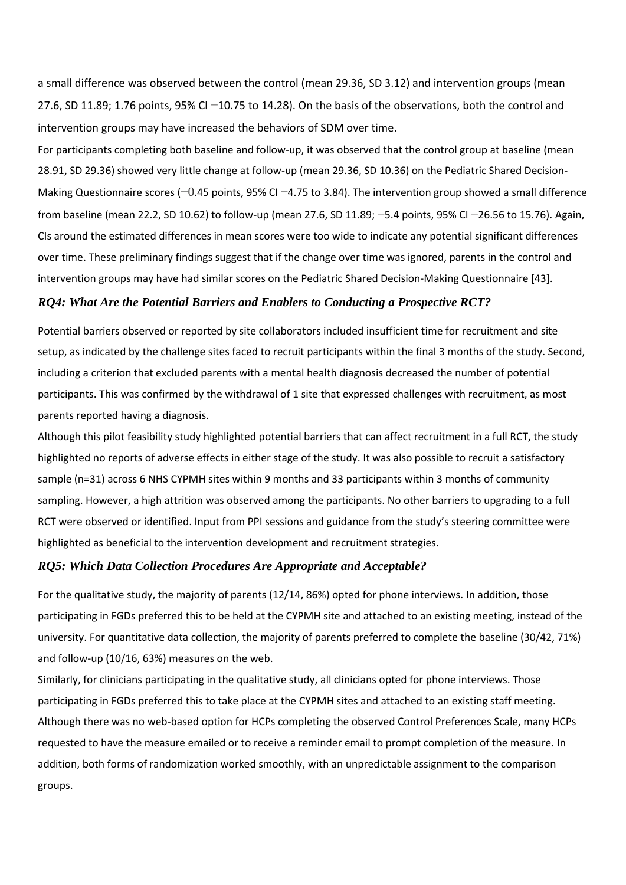a small difference was observed between the control (mean 29.36, SD 3.12) and intervention groups (mean 27.6, SD 11.89; 1.76 points, 95% CI −10.75 to 14.28). On the basis of the observations, both the control and intervention groups may have increased the behaviors of SDM over time.

For participants completing both baseline and follow-up, it was observed that the control group at baseline (mean 28.91, SD 29.36) showed very little change at follow-up (mean 29.36, SD 10.36) on the Pediatric Shared Decision-Making Questionnaire scores (−0.45 points, 95% CI −4.75 to 3.84). The intervention group showed a small difference from baseline (mean 22.2, SD 10.62) to follow-up (mean 27.6, SD 11.89; −5.4 points, 95% CI −26.56 to 15.76). Again, CIs around the estimated differences in mean scores were too wide to indicate any potential significant differences over time. These preliminary findings suggest that if the change over time was ignored, parents in the control and intervention groups may have had similar scores on the Pediatric Shared Decision-Making Questionnaire [43].

### *RQ4: What Are the Potential Barriers and Enablers to Conducting a Prospective RCT?*

Potential barriers observed or reported by site collaborators included insufficient time for recruitment and site setup, as indicated by the challenge sites faced to recruit participants within the final 3 months of the study. Second, including a criterion that excluded parents with a mental health diagnosis decreased the number of potential participants. This was confirmed by the withdrawal of 1 site that expressed challenges with recruitment, as most parents reported having a diagnosis.

Although this pilot feasibility study highlighted potential barriers that can affect recruitment in a full RCT, the study highlighted no reports of adverse effects in either stage of the study. It was also possible to recruit a satisfactory sample (n=31) across 6 NHS CYPMH sites within 9 months and 33 participants within 3 months of community sampling. However, a high attrition was observed among the participants. No other barriers to upgrading to a full RCT were observed or identified. Input from PPI sessions and guidance from the study's steering committee were highlighted as beneficial to the intervention development and recruitment strategies.

### *RQ5: Which Data Collection Procedures Are Appropriate and Acceptable?*

For the qualitative study, the majority of parents (12/14, 86%) opted for phone interviews. In addition, those participating in FGDs preferred this to be held at the CYPMH site and attached to an existing meeting, instead of the university. For quantitative data collection, the majority of parents preferred to complete the baseline (30/42, 71%) and follow-up (10/16, 63%) measures on the web.

Similarly, for clinicians participating in the qualitative study, all clinicians opted for phone interviews. Those participating in FGDs preferred this to take place at the CYPMH sites and attached to an existing staff meeting. Although there was no web-based option for HCPs completing the observed Control Preferences Scale, many HCPs requested to have the measure emailed or to receive a reminder email to prompt completion of the measure. In addition, both forms of randomization worked smoothly, with an unpredictable assignment to the comparison groups.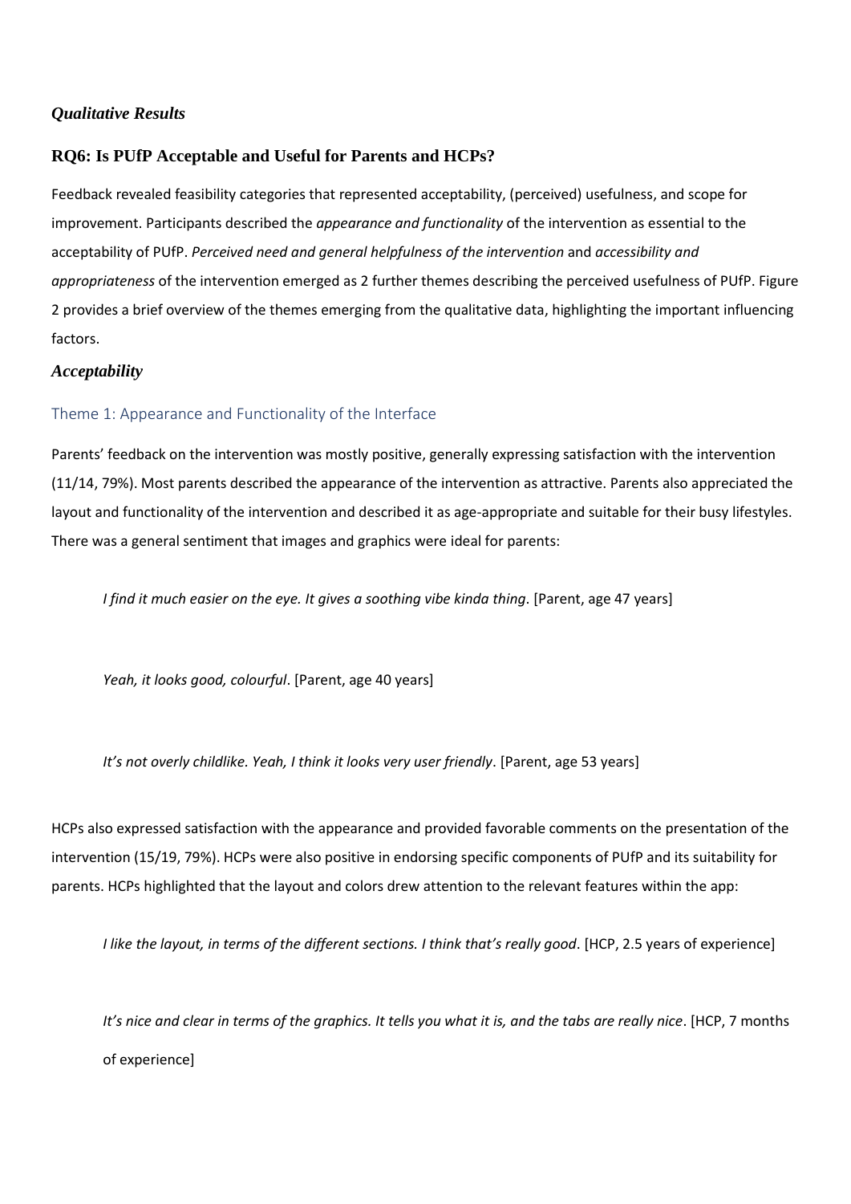## *Qualitative Results*

### RQ6: Is PUfP Acceptable and Useful for Parents and HCPs?

Feedback revealed feasibility categories that represented acceptability, (perceived) usefulness, and scope for improvement. Participants described the *appearance and functionality* of the intervention as essential to the acceptability of PUfP. *Perceived need and general helpfulness of the intervention* and *accessibility and appropriateness* of the intervention emerged as 2 further themes describing the perceived usefulness of PUfP. Figure 2 provides a brief overview of the themes emerging from the qualitative data, highlighting the important influencing factors.

### *Acceptability*

#### Theme 1: Appearance and Functionality of the Interface

Parents' feedback on the intervention was mostly positive, generally expressing satisfaction with the intervention (11/14, 79%). Most parents described the appearance of the intervention as attractive. Parents also appreciated the layout and functionality of the intervention and described it as age-appropriate and suitable for their busy lifestyles. There was a general sentiment that images and graphics were ideal for parents:

> *I find it much easier on the eye. It gives a soothing vibe kinda thing*. [Parent, age 47 years]

> *Yeah, it looks good, colourful*. [Parent, age 40 years]

> *It's not overly childlike. Yeah, I think it looks very user friendly*. [Parent, age 53 years]

HCPs also expressed satisfaction with the appearance and provided favorable comments on the presentation of the intervention (15/19, 79%). HCPs were also positive in endorsing specific components of PUfP and its suitability for parents. HCPs highlighted that the layout and colors drew attention to the relevant features within the app:

> *I like the layout, in terms of the different sections. I think that's really good*. [HCP, 2.5 years of experience]

> *It's nice and clear in terms of the graphics. It tells you what it is, and the tabs are really nice*. [HCP, 7 months of experience]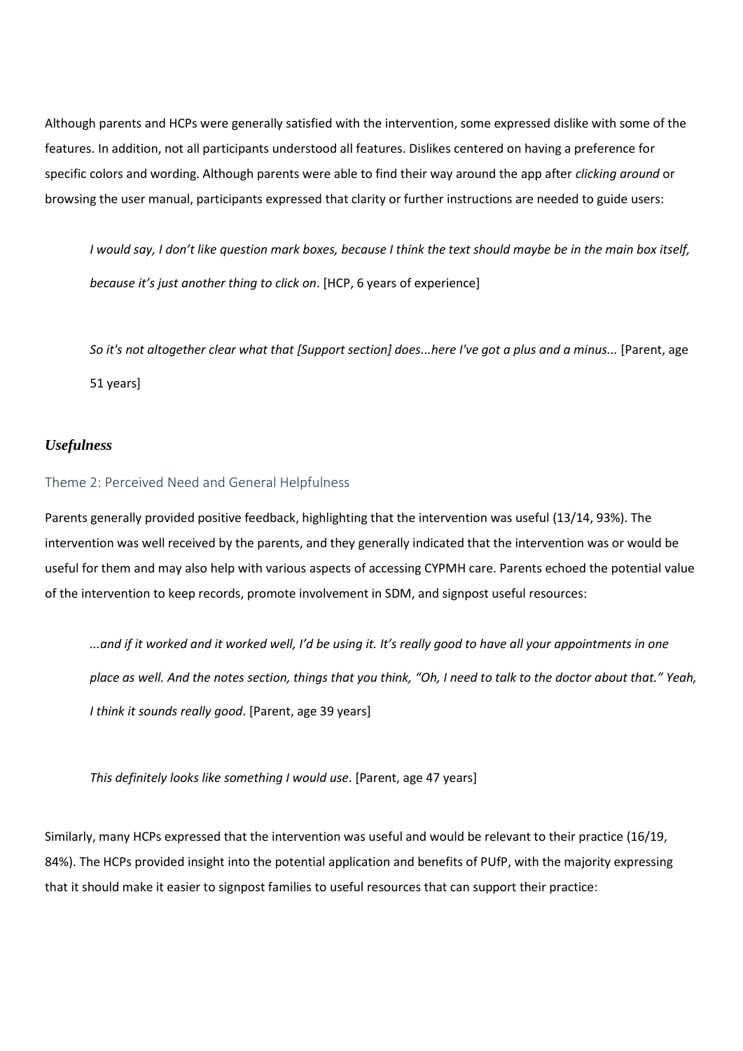Although parents and HCPs were generally satisfied with the intervention, some expressed dislike with some of the features. In addition, not all participants understood all features. Dislikes centered on having a preference for specific colors and wording. Although parents were able to find their way around the app after *clicking around* or browsing the user manual, participants expressed that clarity or further instructions are needed to guide users:

> *I would say, I don't like question mark boxes, because I think the text should maybe be in the main box itself, because it's just another thing to click on*. [HCP, 6 years of experience]

> *So it's not altogether clear what that [Support section] does...here I've got a plus and a minus...* [Parent, age 51 years]

### *Usefulness*

#### Theme 2: Perceived Need and General Helpfulness

Parents generally provided positive feedback, highlighting that the intervention was useful (13/14, 93%). The intervention was well received by the parents, and they generally indicated that the intervention was or would be useful for them and may also help with various aspects of accessing CYPMH care. Parents echoed the potential value of the intervention to keep records, promote involvement in SDM, and signpost useful resources:

> *...and if it worked and it worked well, I'd be using it. It's really good to have all your appointments in one place as well. And the notes section, things that you think, "Oh, I need to talk to the doctor about that." Yeah, I think it sounds really good*. [Parent, age 39 years]

> *This definitely looks like something I would use*. [Parent, age 47 years]

Similarly, many HCPs expressed that the intervention was useful and would be relevant to their practice (16/19, 84%). The HCPs provided insight into the potential application and benefits of PUfP, with the majority expressing that it should make it easier to signpost families to useful resources that can support their practice: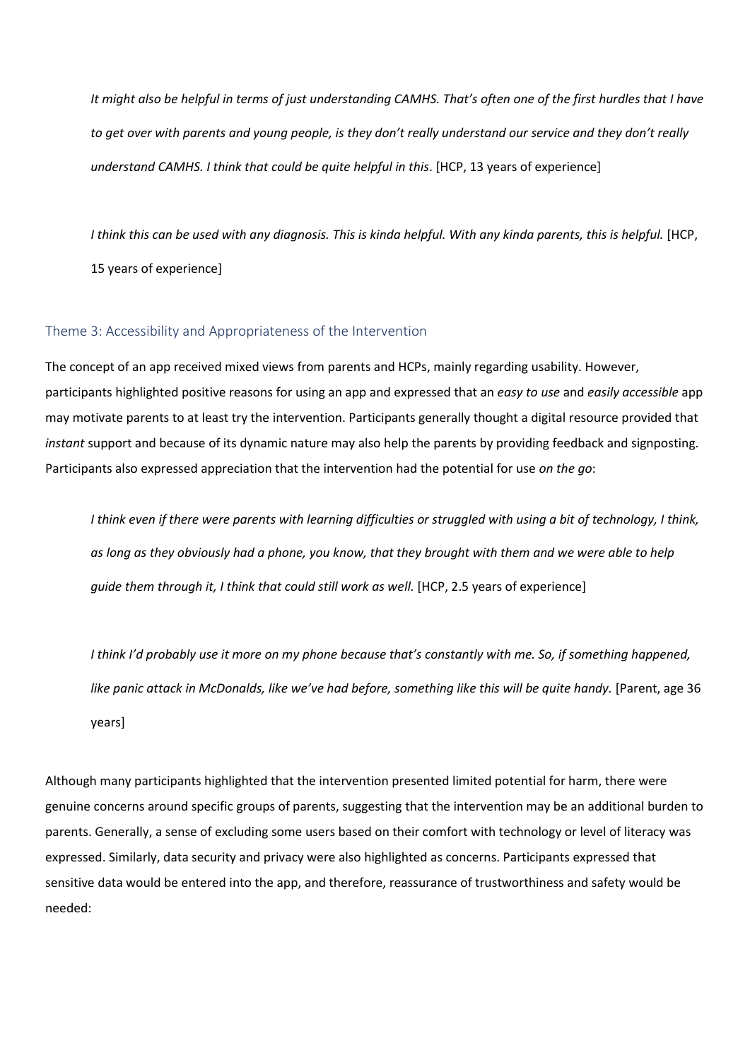> *It might also be helpful in terms of just understanding CAMHS. That's often one of the first hurdles that I have to get over with parents and young people, is they don't really understand our service and they don't really understand CAMHS. I think that could be quite helpful in this*. [HCP, 13 years of experience]

> *I think this can be used with any diagnosis. This is kinda helpful. With any kinda parents, this is helpful.* [HCP, 15 years of experience]

### Theme 3: Accessibility and Appropriateness of the Intervention

The concept of an app received mixed views from parents and HCPs, mainly regarding usability. However, participants highlighted positive reasons for using an app and expressed that an *easy to use* and *easily accessible* app may motivate parents to at least try the intervention. Participants generally thought a digital resource provided that *instant* support and because of its dynamic nature may also help the parents by providing feedback and signposting. Participants also expressed appreciation that the intervention had the potential for use *on the go*:

> *I think even if there were parents with learning difficulties or struggled with using a bit of technology, I think, as long as they obviously had a phone, you know, that they brought with them and we were able to help guide them through it, I think that could still work as well.* [HCP, 2.5 years of experience]

> *I think I'd probably use it more on my phone because that's constantly with me. So, if something happened, like panic attack in McDonalds, like we've had before, something like this will be quite handy.* [Parent, age 36 years]

Although many participants highlighted that the intervention presented limited potential for harm, there were genuine concerns around specific groups of parents, suggesting that the intervention may be an additional burden to parents. Generally, a sense of excluding some users based on their comfort with technology or level of literacy was expressed. Similarly, data security and privacy were also highlighted as concerns. Participants expressed that sensitive data would be entered into the app, and therefore, reassurance of trustworthiness and safety would be needed: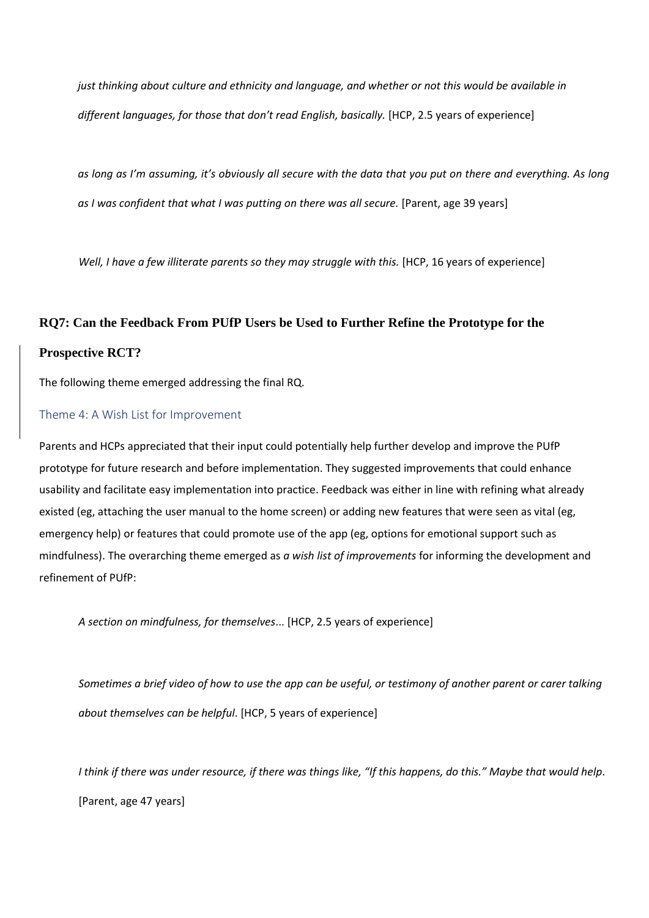*just thinking about culture and ethnicity and language, and whether or not this would be available in different languages, for those that don't read English, basically.* [HCP, 2.5 years of experience]

*as long as I'm assuming, it's obviously all secure with the data that you put on there and everything. As long as I was confident that what I was putting on there was all secure.* [Parent, age 39 years]

*Well, I have a few illiterate parents so they may struggle with this.* [HCP, 16 years of experience]

## RQ7: Can the Feedback From PUfP Users be Used to Further Refine the Prototype for the Prospective RCT?

The following theme emerged addressing the final RQ.

### Theme 4: A Wish List for Improvement

Parents and HCPs appreciated that their input could potentially help further develop and improve the PUfP prototype for future research and before implementation. They suggested improvements that could enhance usability and facilitate easy implementation into practice. Feedback was either in line with refining what already existed (eg, attaching the user manual to the home screen) or adding new features that were seen as vital (eg, emergency help) or features that could promote use of the app (eg, options for emotional support such as mindfulness). The overarching theme emerged as *a wish list of improvements* for informing the development and refinement of PUfP:

*A section on mindfulness, for themselves*... [HCP, 2.5 years of experience]

*Sometimes a brief video of how to use the app can be useful, or testimony of another parent or carer talking about themselves can be helpful*. [HCP, 5 years of experience]

*I think if there was under resource, if there was things like, "If this happens, do this." Maybe that would help*. [Parent, age 47 years]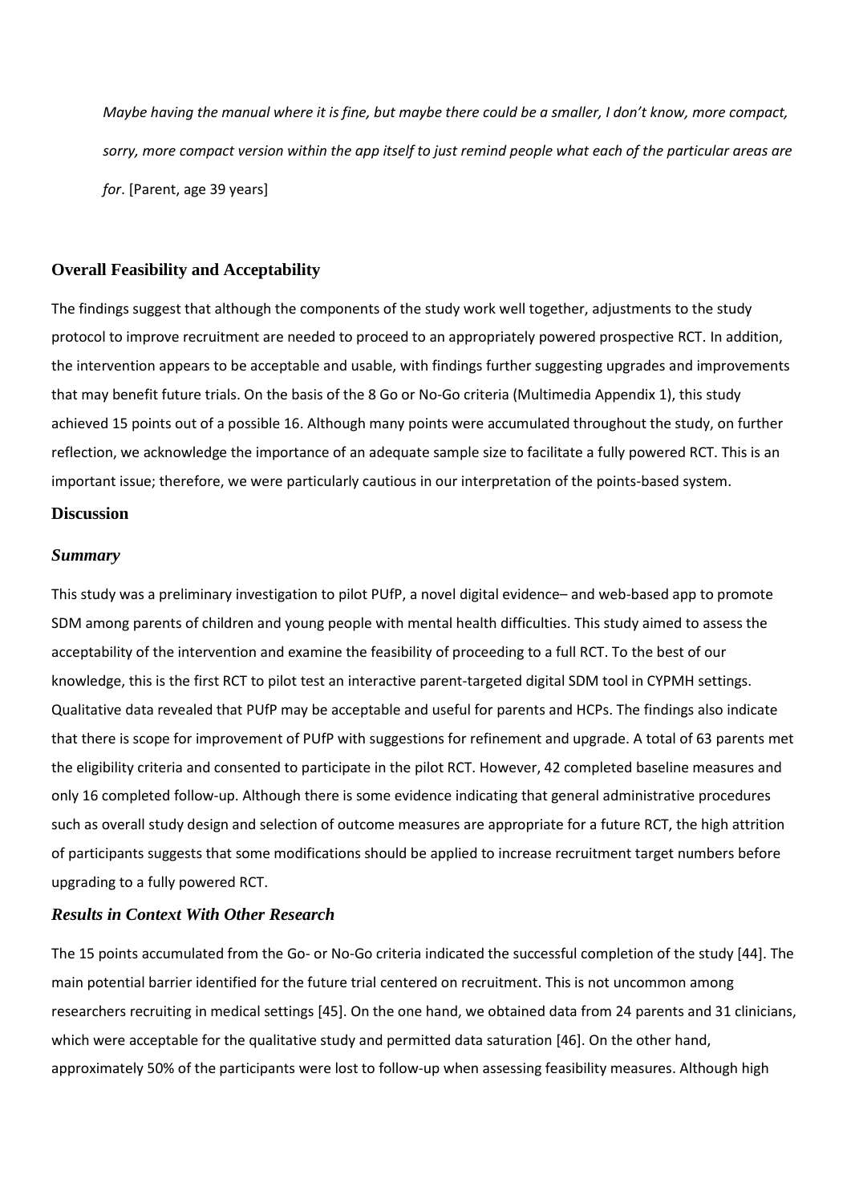*Maybe having the manual where it is fine, but maybe there could be a smaller, I don't know, more compact, sorry, more compact version within the app itself to just remind people what each of the particular areas are for*. [Parent, age 39 years]

### Overall Feasibility and Acceptability

The findings suggest that although the components of the study work well together, adjustments to the study protocol to improve recruitment are needed to proceed to an appropriately powered prospective RCT. In addition, the intervention appears to be acceptable and usable, with findings further suggesting upgrades and improvements that may benefit future trials. On the basis of the 8 Go or No-Go criteria (Multimedia Appendix 1), this study achieved 15 points out of a possible 16. Although many points were accumulated throughout the study, on further reflection, we acknowledge the importance of an adequate sample size to facilitate a fully powered RCT. This is an important issue; therefore, we were particularly cautious in our interpretation of the points-based system.

## Discussion

### *Summary*

This study was a preliminary investigation to pilot PUfP, a novel digital evidence– and web-based app to promote SDM among parents of children and young people with mental health difficulties. This study aimed to assess the acceptability of the intervention and examine the feasibility of proceeding to a full RCT. To the best of our knowledge, this is the first RCT to pilot test an interactive parent-targeted digital SDM tool in CYPMH settings. Qualitative data revealed that PUfP may be acceptable and useful for parents and HCPs. The findings also indicate that there is scope for improvement of PUfP with suggestions for refinement and upgrade. A total of 63 parents met the eligibility criteria and consented to participate in the pilot RCT. However, 42 completed baseline measures and only 16 completed follow-up. Although there is some evidence indicating that general administrative procedures such as overall study design and selection of outcome measures are appropriate for a future RCT, the high attrition of participants suggests that some modifications should be applied to increase recruitment target numbers before upgrading to a fully powered RCT.

### *Results in Context With Other Research*

The 15 points accumulated from the Go- or No-Go criteria indicated the successful completion of the study [44]. The main potential barrier identified for the future trial centered on recruitment. This is not uncommon among researchers recruiting in medical settings [45]. On the one hand, we obtained data from 24 parents and 31 clinicians, which were acceptable for the qualitative study and permitted data saturation [46]. On the other hand, approximately 50% of the participants were lost to follow-up when assessing feasibility measures. Although high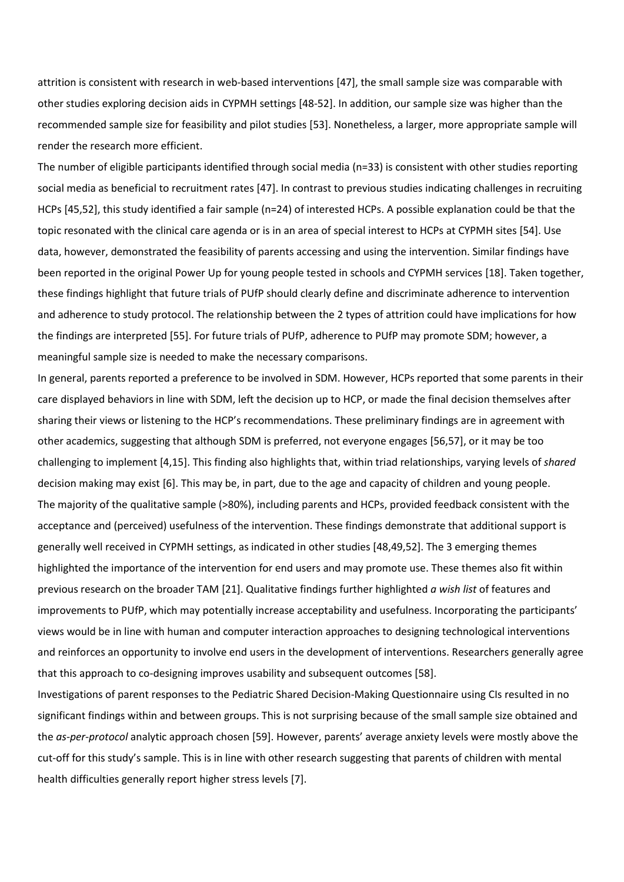attrition is consistent with research in web-based interventions [47], the small sample size was comparable with other studies exploring decision aids in CYPMH settings [48-52]. In addition, our sample size was higher than the recommended sample size for feasibility and pilot studies [53]. Nonetheless, a larger, more appropriate sample will render the research more efficient.

The number of eligible participants identified through social media (n=33) is consistent with other studies reporting social media as beneficial to recruitment rates [47]. In contrast to previous studies indicating challenges in recruiting HCPs [45,52], this study identified a fair sample (n=24) of interested HCPs. A possible explanation could be that the topic resonated with the clinical care agenda or is in an area of special interest to HCPs at CYPMH sites [54]. Use data, however, demonstrated the feasibility of parents accessing and using the intervention. Similar findings have been reported in the original Power Up for young people tested in schools and CYPMH services [18]. Taken together, these findings highlight that future trials of PUfP should clearly define and discriminate adherence to intervention and adherence to study protocol. The relationship between the 2 types of attrition could have implications for how the findings are interpreted [55]. For future trials of PUfP, adherence to PUfP may promote SDM; however, a meaningful sample size is needed to make the necessary comparisons.

In general, parents reported a preference to be involved in SDM. However, HCPs reported that some parents in their care displayed behaviors in line with SDM, left the decision up to HCP, or made the final decision themselves after sharing their views or listening to the HCP's recommendations. These preliminary findings are in agreement with other academics, suggesting that although SDM is preferred, not everyone engages [56,57], or it may be too challenging to implement [4,15]. This finding also highlights that, within triad relationships, varying levels of *shared* decision making may exist [6]. This may be, in part, due to the age and capacity of children and young people.

The majority of the qualitative sample (>80%), including parents and HCPs, provided feedback consistent with the acceptance and (perceived) usefulness of the intervention. These findings demonstrate that additional support is generally well received in CYPMH settings, as indicated in other studies [48,49,52]. The 3 emerging themes highlighted the importance of the intervention for end users and may promote use. These themes also fit within previous research on the broader TAM [21]. Qualitative findings further highlighted *a wish list* of features and improvements to PUfP, which may potentially increase acceptability and usefulness. Incorporating the participants' views would be in line with human and computer interaction approaches to designing technological interventions and reinforces an opportunity to involve end users in the development of interventions. Researchers generally agree that this approach to co-designing improves usability and subsequent outcomes [58].

Investigations of parent responses to the Pediatric Shared Decision-Making Questionnaire using CIs resulted in no significant findings within and between groups. This is not surprising because of the small sample size obtained and the *as-per-protocol* analytic approach chosen [59]. However, parents' average anxiety levels were mostly above the cut-off for this study's sample. This is in line with other research suggesting that parents of children with mental health difficulties generally report higher stress levels [7].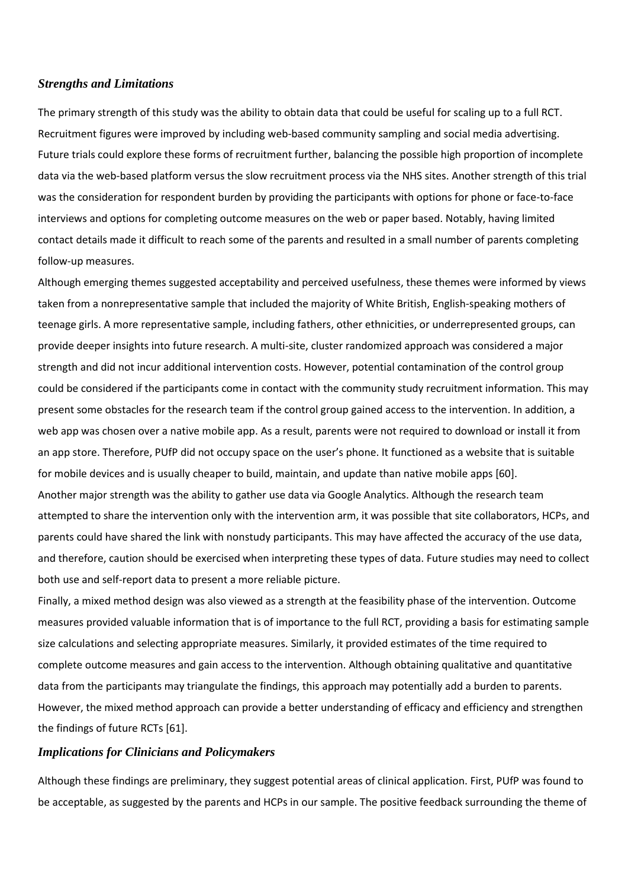### *Strengths and Limitations*

The primary strength of this study was the ability to obtain data that could be useful for scaling up to a full RCT. Recruitment figures were improved by including web-based community sampling and social media advertising. Future trials could explore these forms of recruitment further, balancing the possible high proportion of incomplete data via the web-based platform versus the slow recruitment process via the NHS sites. Another strength of this trial was the consideration for respondent burden by providing the participants with options for phone or face-to-face interviews and options for completing outcome measures on the web or paper based. Notably, having limited contact details made it difficult to reach some of the parents and resulted in a small number of parents completing follow-up measures.

Although emerging themes suggested acceptability and perceived usefulness, these themes were informed by views taken from a nonrepresentative sample that included the majority of White British, English-speaking mothers of teenage girls. A more representative sample, including fathers, other ethnicities, or underrepresented groups, can provide deeper insights into future research. A multi-site, cluster randomized approach was considered a major strength and did not incur additional intervention costs. However, potential contamination of the control group could be considered if the participants come in contact with the community study recruitment information. This may present some obstacles for the research team if the control group gained access to the intervention. In addition, a web app was chosen over a native mobile app. As a result, parents were not required to download or install it from an app store. Therefore, PUfP did not occupy space on the user's phone. It functioned as a website that is suitable for mobile devices and is usually cheaper to build, maintain, and update than native mobile apps [60].

Another major strength was the ability to gather use data via Google Analytics. Although the research team attempted to share the intervention only with the intervention arm, it was possible that site collaborators, HCPs, and parents could have shared the link with nonstudy participants. This may have affected the accuracy of the use data, and therefore, caution should be exercised when interpreting these types of data. Future studies may need to collect both use and self-report data to present a more reliable picture.

Finally, a mixed method design was also viewed as a strength at the feasibility phase of the intervention. Outcome measures provided valuable information that is of importance to the full RCT, providing a basis for estimating sample size calculations and selecting appropriate measures. Similarly, it provided estimates of the time required to complete outcome measures and gain access to the intervention. Although obtaining qualitative and quantitative data from the participants may triangulate the findings, this approach may potentially add a burden to parents. However, the mixed method approach can provide a better understanding of efficacy and efficiency and strengthen the findings of future RCTs [61].

### *Implications for Clinicians and Policymakers*

Although these findings are preliminary, they suggest potential areas of clinical application. First, PUfP was found to be acceptable, as suggested by the parents and HCPs in our sample. The positive feedback surrounding the theme of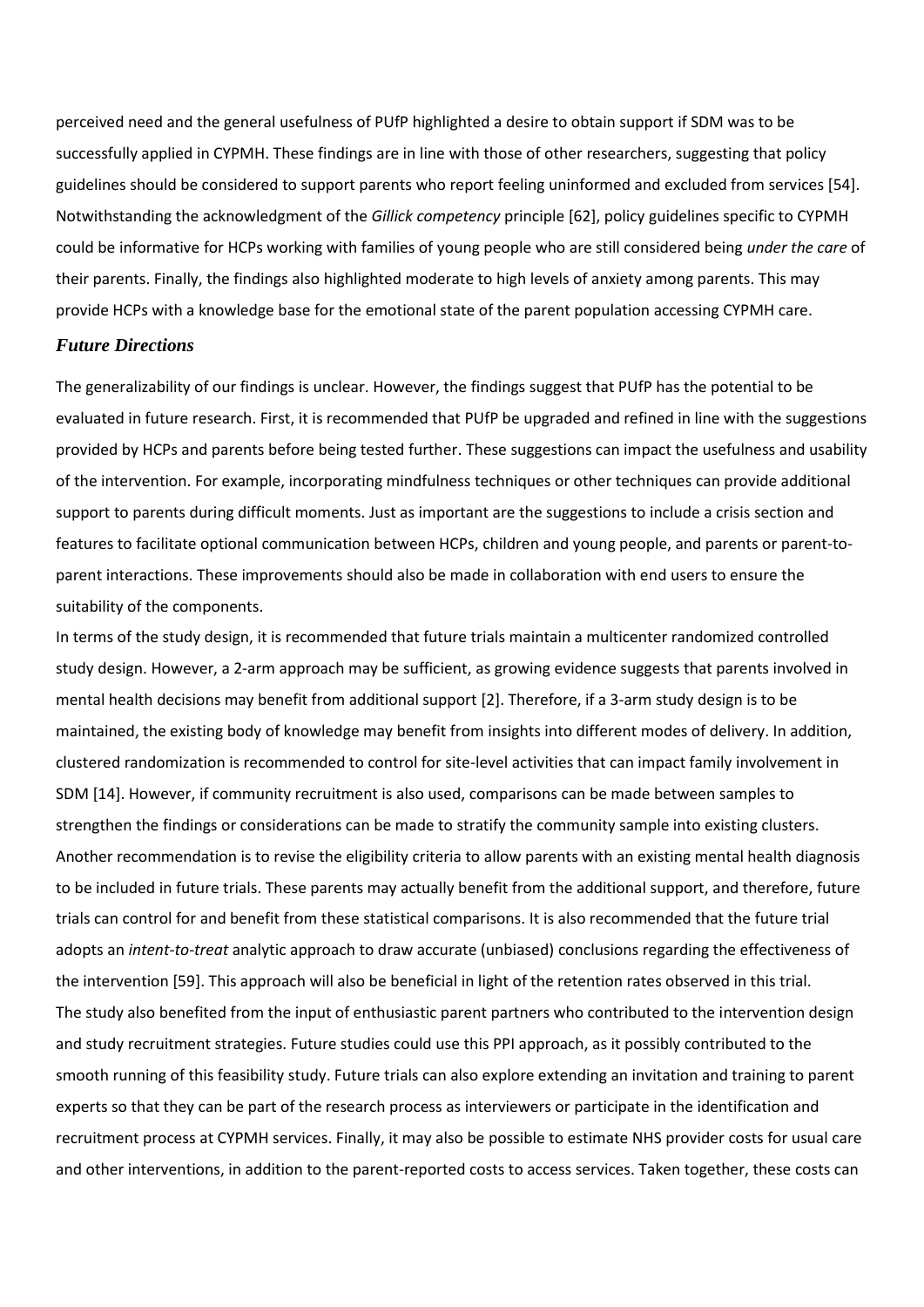perceived need and the general usefulness of PUfP highlighted a desire to obtain support if SDM was to be successfully applied in CYPMH. These findings are in line with those of other researchers, suggesting that policy guidelines should be considered to support parents who report feeling uninformed and excluded from services [54]. Notwithstanding the acknowledgment of the *Gillick competency* principle [62], policy guidelines specific to CYPMH could be informative for HCPs working with families of young people who are still considered being *under the care* of their parents. Finally, the findings also highlighted moderate to high levels of anxiety among parents. This may provide HCPs with a knowledge base for the emotional state of the parent population accessing CYPMH care.

### *Future Directions*

The generalizability of our findings is unclear. However, the findings suggest that PUfP has the potential to be evaluated in future research. First, it is recommended that PUfP be upgraded and refined in line with the suggestions provided by HCPs and parents before being tested further. These suggestions can impact the usefulness and usability of the intervention. For example, incorporating mindfulness techniques or other techniques can provide additional support to parents during difficult moments. Just as important are the suggestions to include a crisis section and features to facilitate optional communication between HCPs, children and young people, and parents or parent-to-parent interactions. These improvements should also be made in collaboration with end users to ensure the suitability of the components.

In terms of the study design, it is recommended that future trials maintain a multicenter randomized controlled study design. However, a 2-arm approach may be sufficient, as growing evidence suggests that parents involved in mental health decisions may benefit from additional support [2]. Therefore, if a 3-arm study design is to be maintained, the existing body of knowledge may benefit from insights into different modes of delivery. In addition, clustered randomization is recommended to control for site-level activities that can impact family involvement in SDM [14]. However, if community recruitment is also used, comparisons can be made between samples to strengthen the findings or considerations can be made to stratify the community sample into existing clusters. Another recommendation is to revise the eligibility criteria to allow parents with an existing mental health diagnosis to be included in future trials. These parents may actually benefit from the additional support, and therefore, future trials can control for and benefit from these statistical comparisons. It is also recommended that the future trial adopts an *intent-to-treat* analytic approach to draw accurate (unbiased) conclusions regarding the effectiveness of the intervention [59]. This approach will also be beneficial in light of the retention rates observed in this trial.

The study also benefited from the input of enthusiastic parent partners who contributed to the intervention design and study recruitment strategies. Future studies could use this PPI approach, as it possibly contributed to the smooth running of this feasibility study. Future trials can also explore extending an invitation and training to parent experts so that they can be part of the research process as interviewers or participate in the identification and recruitment process at CYPMH services. Finally, it may also be possible to estimate NHS provider costs for usual care and other interventions, in addition to the parent-reported costs to access services. Taken together, these costs can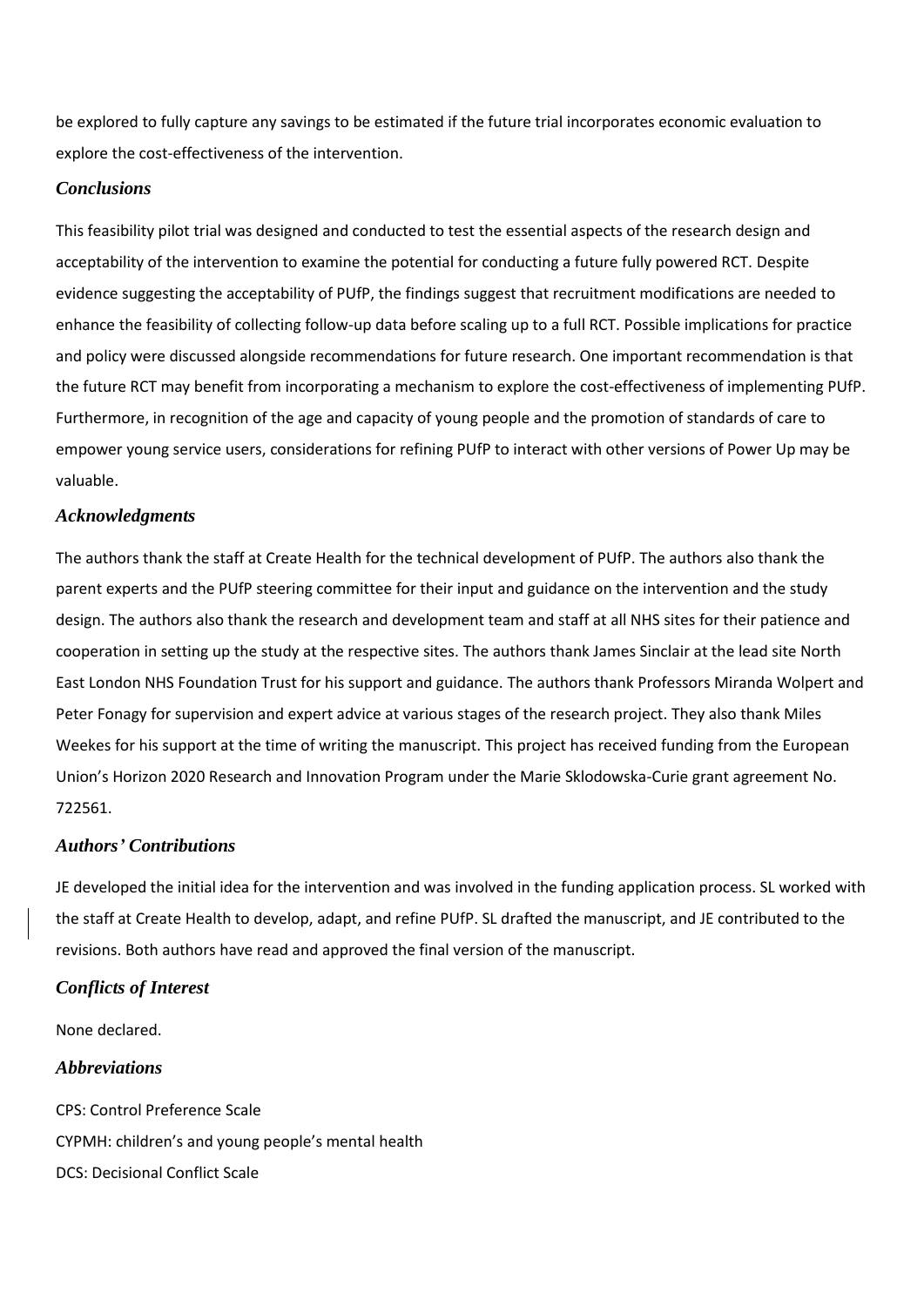be explored to fully capture any savings to be estimated if the future trial incorporates economic evaluation to explore the cost-effectiveness of the intervention.

### *Conclusions*

This feasibility pilot trial was designed and conducted to test the essential aspects of the research design and acceptability of the intervention to examine the potential for conducting a future fully powered RCT. Despite evidence suggesting the acceptability of PUfP, the findings suggest that recruitment modifications are needed to enhance the feasibility of collecting follow-up data before scaling up to a full RCT. Possible implications for practice and policy were discussed alongside recommendations for future research. One important recommendation is that the future RCT may benefit from incorporating a mechanism to explore the cost-effectiveness of implementing PUfP. Furthermore, in recognition of the age and capacity of young people and the promotion of standards of care to empower young service users, considerations for refining PUfP to interact with other versions of Power Up may be valuable.

### *Acknowledgments*

The authors thank the staff at Create Health for the technical development of PUfP. The authors also thank the parent experts and the PUfP steering committee for their input and guidance on the intervention and the study design. The authors also thank the research and development team and staff at all NHS sites for their patience and cooperation in setting up the study at the respective sites. The authors thank James Sinclair at the lead site North East London NHS Foundation Trust for his support and guidance. The authors thank Professors Miranda Wolpert and Peter Fonagy for supervision and expert advice at various stages of the research project. They also thank Miles Weekes for his support at the time of writing the manuscript. This project has received funding from the European Union's Horizon 2020 Research and Innovation Program under the Marie Sklodowska-Curie grant agreement No. 722561.

### *Authors' Contributions*

JE developed the initial idea for the intervention and was involved in the funding application process. SL worked with the staff at Create Health to develop, adapt, and refine PUfP. SL drafted the manuscript, and JE contributed to the revisions. Both authors have read and approved the final version of the manuscript.

### *Conflicts of Interest*

None declared.

### *Abbreviations*

CPS: Control Preference Scale
CYPMH: children's and young people's mental health
DCS: Decisional Conflict Scale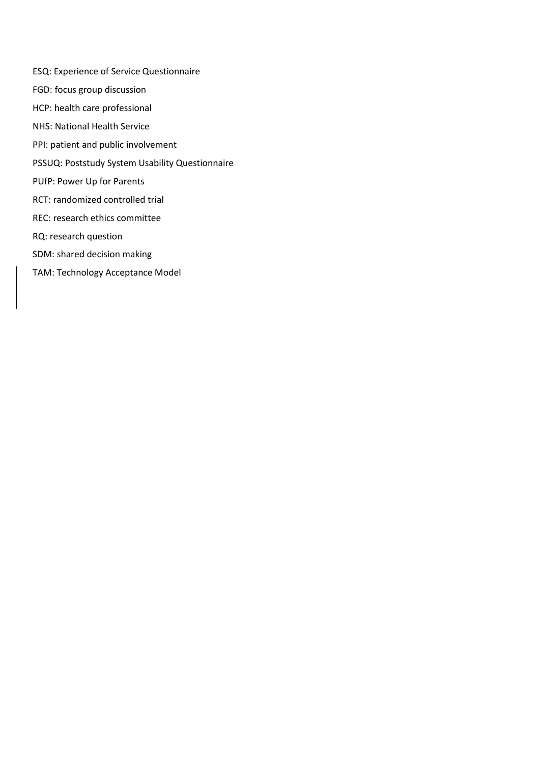ESQ: Experience of Service Questionnaire

FGD: focus group discussion

HCP: health care professional

NHS: National Health Service

PPI: patient and public involvement

PSSUQ: Poststudy System Usability Questionnaire

PUfP: Power Up for Parents

RCT: randomized controlled trial

REC: research ethics committee

RQ: research question

SDM: shared decision making

TAM: Technology Acceptance Model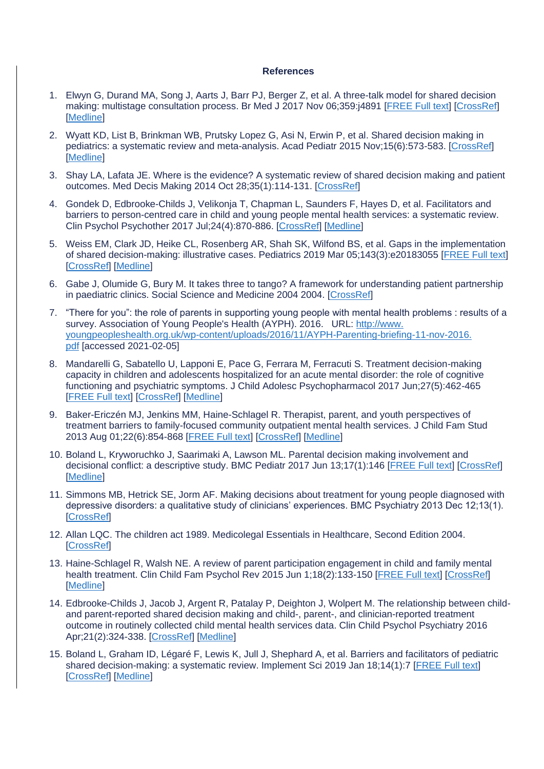## References

1. Elwyn G, Durand MA, Song J, Aarts J, Barr PJ, Berger Z, et al. A three-talk model for shared decision making: multistage consultation process. Br Med J 2017 Nov 06;359:j4891 [FREE Full text] [CrossRef] [Medline]
2. Wyatt KD, List B, Brinkman WB, Prutsky Lopez G, Asi N, Erwin P, et al. Shared decision making in pediatrics: a systematic review and meta-analysis. Acad Pediatr 2015 Nov;15(6):573-583. [CrossRef] [Medline]
3. Shay LA, Lafata JE. Where is the evidence? A systematic review of shared decision making and patient outcomes. Med Decis Making 2014 Oct 28;35(1):114-131. [CrossRef]
4. Gondek D, Edbrooke-Childs J, Velikonja T, Chapman L, Saunders F, Hayes D, et al. Facilitators and barriers to person-centred care in child and young people mental health services: a systematic review. Clin Psychol Psychother 2017 Jul;24(4):870-886. [CrossRef] [Medline]
5. Weiss EM, Clark JD, Heike CL, Rosenberg AR, Shah SK, Wilfond BS, et al. Gaps in the implementation of shared decision-making: illustrative cases. Pediatrics 2019 Mar 05;143(3):e20183055 [FREE Full text] [CrossRef] [Medline]
6. Gabe J, Olumide G, Bury M. It takes three to tango? A framework for understanding patient partnership in paediatric clinics. Social Science and Medicine 2004 2004. [CrossRef]
7. "There for you": the role of parents in supporting young people with mental health problems : results of a survey. Association of Young People's Health (AYPH). 2016. URL: http://www.youngpeopleshealth.org.uk/wp-content/uploads/2016/11/AYPH-Parenting-briefing-11-nov-2016.pdf [accessed 2021-02-05]
8. Mandarelli G, Sabatello U, Lapponi E, Pace G, Ferrara M, Ferracuti S. Treatment decision-making capacity in children and adolescents hospitalized for an acute mental disorder: the role of cognitive functioning and psychiatric symptoms. J Child Adolesc Psychopharmacol 2017 Jun;27(5):462-465 [FREE Full text] [CrossRef] [Medline]
9. Baker-Ericzén MJ, Jenkins MM, Haine-Schlagel R. Therapist, parent, and youth perspectives of treatment barriers to family-focused community outpatient mental health services. J Child Fam Stud 2013 Aug 01;22(6):854-868 [FREE Full text] [CrossRef] [Medline]
10. Boland L, Kryworuchko J, Saarimaki A, Lawson ML. Parental decision making involvement and decisional conflict: a descriptive study. BMC Pediatr 2017 Jun 13;17(1):146 [FREE Full text] [CrossRef] [Medline]
11. Simmons MB, Hetrick SE, Jorm AF. Making decisions about treatment for young people diagnosed with depressive disorders: a qualitative study of clinicians' experiences. BMC Psychiatry 2013 Dec 12;13(1). [CrossRef]
12. Allan LQC. The children act 1989. Medicolegal Essentials in Healthcare, Second Edition 2004. [CrossRef]
13. Haine-Schlagel R, Walsh NE. A review of parent participation engagement in child and family mental health treatment. Clin Child Fam Psychol Rev 2015 Jun 1;18(2):133-150 [FREE Full text] [CrossRef] [Medline]
14. Edbrooke-Childs J, Jacob J, Argent R, Patalay P, Deighton J, Wolpert M. The relationship between child- and parent-reported shared decision making and child-, parent-, and clinician-reported treatment outcome in routinely collected child mental health services data. Clin Child Psychol Psychiatry 2016 Apr;21(2):324-338. [CrossRef] [Medline]
15. Boland L, Graham ID, Légaré F, Lewis K, Jull J, Shephard A, et al. Barriers and facilitators of pediatric shared decision-making: a systematic review. Implement Sci 2019 Jan 18;14(1):7 [FREE Full text] [CrossRef] [Medline]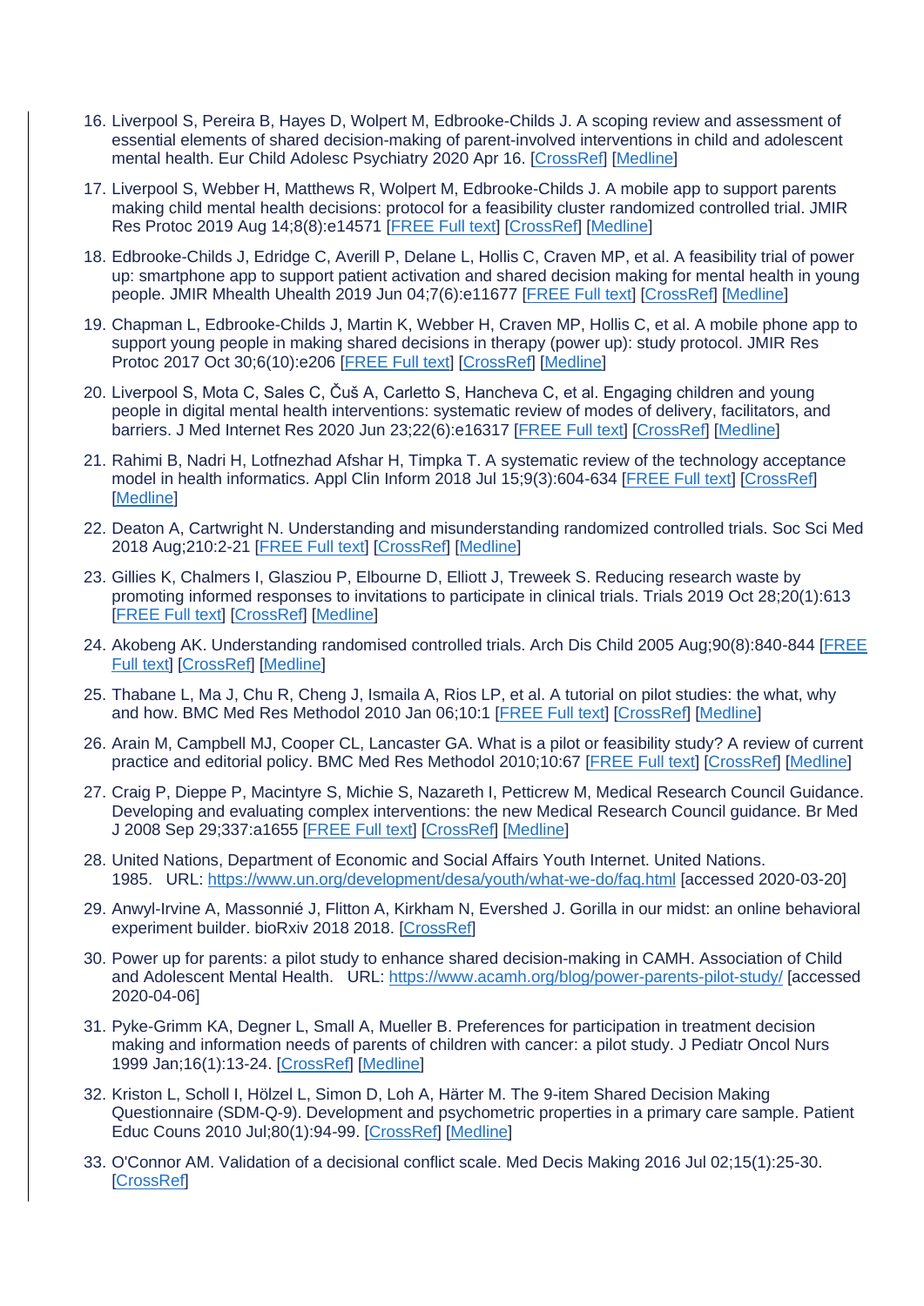16. Liverpool S, Pereira B, Hayes D, Wolpert M, Edbrooke-Childs J. A scoping review and assessment of essential elements of shared decision-making of parent-involved interventions in child and adolescent mental health. Eur Child Adolesc Psychiatry 2020 Apr 16. [CrossRef] [Medline]

17. Liverpool S, Webber H, Matthews R, Wolpert M, Edbrooke-Childs J. A mobile app to support parents making child mental health decisions: protocol for a feasibility cluster randomized controlled trial. JMIR Res Protoc 2019 Aug 14;8(8):e14571 [FREE Full text] [CrossRef] [Medline]

18. Edbrooke-Childs J, Edridge C, Averill P, Delane L, Hollis C, Craven MP, et al. A feasibility trial of power up: smartphone app to support patient activation and shared decision making for mental health in young people. JMIR Mhealth Uhealth 2019 Jun 04;7(6):e11677 [FREE Full text] [CrossRef] [Medline]

19. Chapman L, Edbrooke-Childs J, Martin K, Webber H, Craven MP, Hollis C, et al. A mobile phone app to support young people in making shared decisions in therapy (power up): study protocol. JMIR Res Protoc 2017 Oct 30;6(10):e206 [FREE Full text] [CrossRef] [Medline]

20. Liverpool S, Mota C, Sales C, Čuš A, Carletto S, Hancheva C, et al. Engaging children and young people in digital mental health interventions: systematic review of modes of delivery, facilitators, and barriers. J Med Internet Res 2020 Jun 23;22(6):e16317 [FREE Full text] [CrossRef] [Medline]

21. Rahimi B, Nadri H, Lotfnezhad Afshar H, Timpka T. A systematic review of the technology acceptance model in health informatics. Appl Clin Inform 2018 Jul 15;9(3):604-634 [FREE Full text] [CrossRef] [Medline]

22. Deaton A, Cartwright N. Understanding and misunderstanding randomized controlled trials. Soc Sci Med 2018 Aug;210:2-21 [FREE Full text] [CrossRef] [Medline]

23. Gillies K, Chalmers I, Glasziou P, Elbourne D, Elliott J, Treweek S. Reducing research waste by promoting informed responses to invitations to participate in clinical trials. Trials 2019 Oct 28;20(1):613 [FREE Full text] [CrossRef] [Medline]

24. Akobeng AK. Understanding randomised controlled trials. Arch Dis Child 2005 Aug;90(8):840-844 [FREE Full text] [CrossRef] [Medline]

25. Thabane L, Ma J, Chu R, Cheng J, Ismaila A, Rios LP, et al. A tutorial on pilot studies: the what, why and how. BMC Med Res Methodol 2010 Jan 06;10:1 [FREE Full text] [CrossRef] [Medline]

26. Arain M, Campbell MJ, Cooper CL, Lancaster GA. What is a pilot or feasibility study? A review of current practice and editorial policy. BMC Med Res Methodol 2010;10:67 [FREE Full text] [CrossRef] [Medline]

27. Craig P, Dieppe P, Macintyre S, Michie S, Nazareth I, Petticrew M, Medical Research Council Guidance. Developing and evaluating complex interventions: the new Medical Research Council guidance. Br Med J 2008 Sep 29;337:a1655 [FREE Full text] [CrossRef] [Medline]

28. United Nations, Department of Economic and Social Affairs Youth Internet. United Nations. 1985. URL: https://www.un.org/development/desa/youth/what-we-do/faq.html [accessed 2020-03-20]

29. Anwyl-Irvine A, Massonnié J, Flitton A, Kirkham N, Evershed J. Gorilla in our midst: an online behavioral experiment builder. bioRxiv 2018 2018. [CrossRef]

30. Power up for parents: a pilot study to enhance shared decision-making in CAMH. Association of Child and Adolescent Mental Health. URL: https://www.acamh.org/blog/power-parents-pilot-study/ [accessed 2020-04-06]

31. Pyke-Grimm KA, Degner L, Small A, Mueller B. Preferences for participation in treatment decision making and information needs of parents of children with cancer: a pilot study. J Pediatr Oncol Nurs 1999 Jan;16(1):13-24. [CrossRef] [Medline]

32. Kriston L, Scholl I, Hölzel L, Simon D, Loh A, Härter M. The 9-item Shared Decision Making Questionnaire (SDM-Q-9). Development and psychometric properties in a primary care sample. Patient Educ Couns 2010 Jul;80(1):94-99. [CrossRef] [Medline]

33. O'Connor AM. Validation of a decisional conflict scale. Med Decis Making 2016 Jul 02;15(1):25-30. [CrossRef]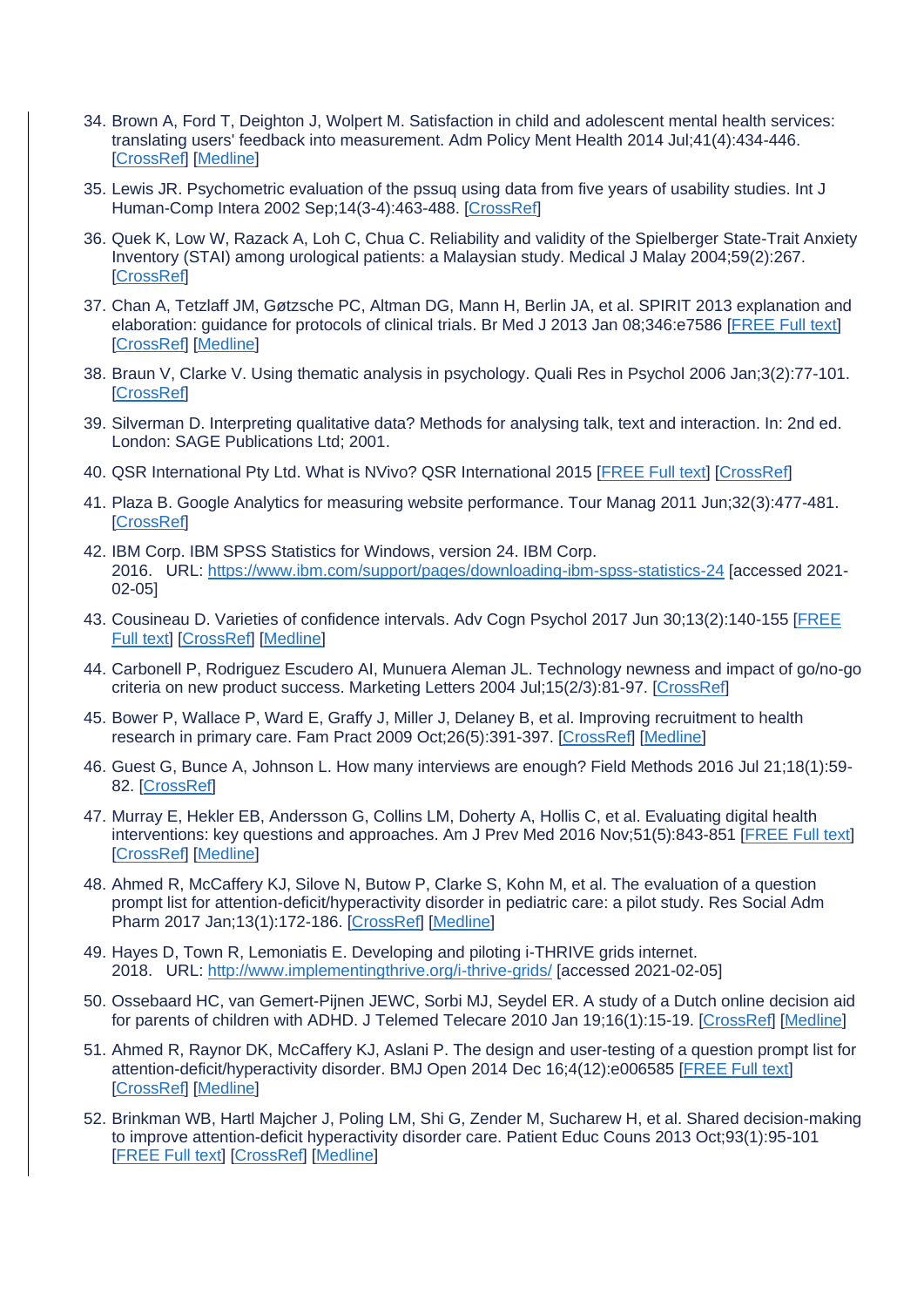34. Brown A, Ford T, Deighton J, Wolpert M. Satisfaction in child and adolescent mental health services: translating users' feedback into measurement. Adm Policy Ment Health 2014 Jul;41(4):434-446. [CrossRef] [Medline]

35. Lewis JR. Psychometric evaluation of the pssuq using data from five years of usability studies. Int J Human-Comp Intera 2002 Sep;14(3-4):463-488. [CrossRef]

36. Quek K, Low W, Razack A, Loh C, Chua C. Reliability and validity of the Spielberger State-Trait Anxiety Inventory (STAI) among urological patients: a Malaysian study. Medical J Malay 2004;59(2):267. [CrossRef]

37. Chan A, Tetzlaff JM, Gøtzsche PC, Altman DG, Mann H, Berlin JA, et al. SPIRIT 2013 explanation and elaboration: guidance for protocols of clinical trials. Br Med J 2013 Jan 08;346:e7586 [FREE Full text] [CrossRef] [Medline]

38. Braun V, Clarke V. Using thematic analysis in psychology. Quali Res in Psychol 2006 Jan;3(2):77-101. [CrossRef]

39. Silverman D. Interpreting qualitative data? Methods for analysing talk, text and interaction. In: 2nd ed. London: SAGE Publications Ltd; 2001.

40. QSR International Pty Ltd. What is NVivo? QSR International 2015 [FREE Full text] [CrossRef]

41. Plaza B. Google Analytics for measuring website performance. Tour Manag 2011 Jun;32(3):477-481. [CrossRef]

42. IBM Corp. IBM SPSS Statistics for Windows, version 24. IBM Corp. 2016. URL: https://www.ibm.com/support/pages/downloading-ibm-spss-statistics-24 [accessed 2021-02-05]

43. Cousineau D. Varieties of confidence intervals. Adv Cogn Psychol 2017 Jun 30;13(2):140-155 [FREE Full text] [CrossRef] [Medline]

44. Carbonell P, Rodriguez Escudero AI, Munuera Aleman JL. Technology newness and impact of go/no-go criteria on new product success. Marketing Letters 2004 Jul;15(2/3):81-97. [CrossRef]

45. Bower P, Wallace P, Ward E, Graffy J, Miller J, Delaney B, et al. Improving recruitment to health research in primary care. Fam Pract 2009 Oct;26(5):391-397. [CrossRef] [Medline]

46. Guest G, Bunce A, Johnson L. How many interviews are enough? Field Methods 2016 Jul 21;18(1):59-82. [CrossRef]

47. Murray E, Hekler EB, Andersson G, Collins LM, Doherty A, Hollis C, et al. Evaluating digital health interventions: key questions and approaches. Am J Prev Med 2016 Nov;51(5):843-851 [FREE Full text] [CrossRef] [Medline]

48. Ahmed R, McCaffery KJ, Silove N, Butow P, Clarke S, Kohn M, et al. The evaluation of a question prompt list for attention-deficit/hyperactivity disorder in pediatric care: a pilot study. Res Social Adm Pharm 2017 Jan;13(1):172-186. [CrossRef] [Medline]

49. Hayes D, Town R, Lemoniatis E. Developing and piloting i-THRIVE grids internet. 2018. URL: http://www.implementingthrive.org/i-thrive-grids/ [accessed 2021-02-05]

50. Ossebaard HC, van Gemert-Pijnen JEWC, Sorbi MJ, Seydel ER. A study of a Dutch online decision aid for parents of children with ADHD. J Telemed Telecare 2010 Jan 19;16(1):15-19. [CrossRef] [Medline]

51. Ahmed R, Raynor DK, McCaffery KJ, Aslani P. The design and user-testing of a question prompt list for attention-deficit/hyperactivity disorder. BMJ Open 2014 Dec 16;4(12):e006585 [FREE Full text] [CrossRef] [Medline]

52. Brinkman WB, Hartl Majcher J, Poling LM, Shi G, Zender M, Sucharew H, et al. Shared decision-making to improve attention-deficit hyperactivity disorder care. Patient Educ Couns 2013 Oct;93(1):95-101 [FREE Full text] [CrossRef] [Medline]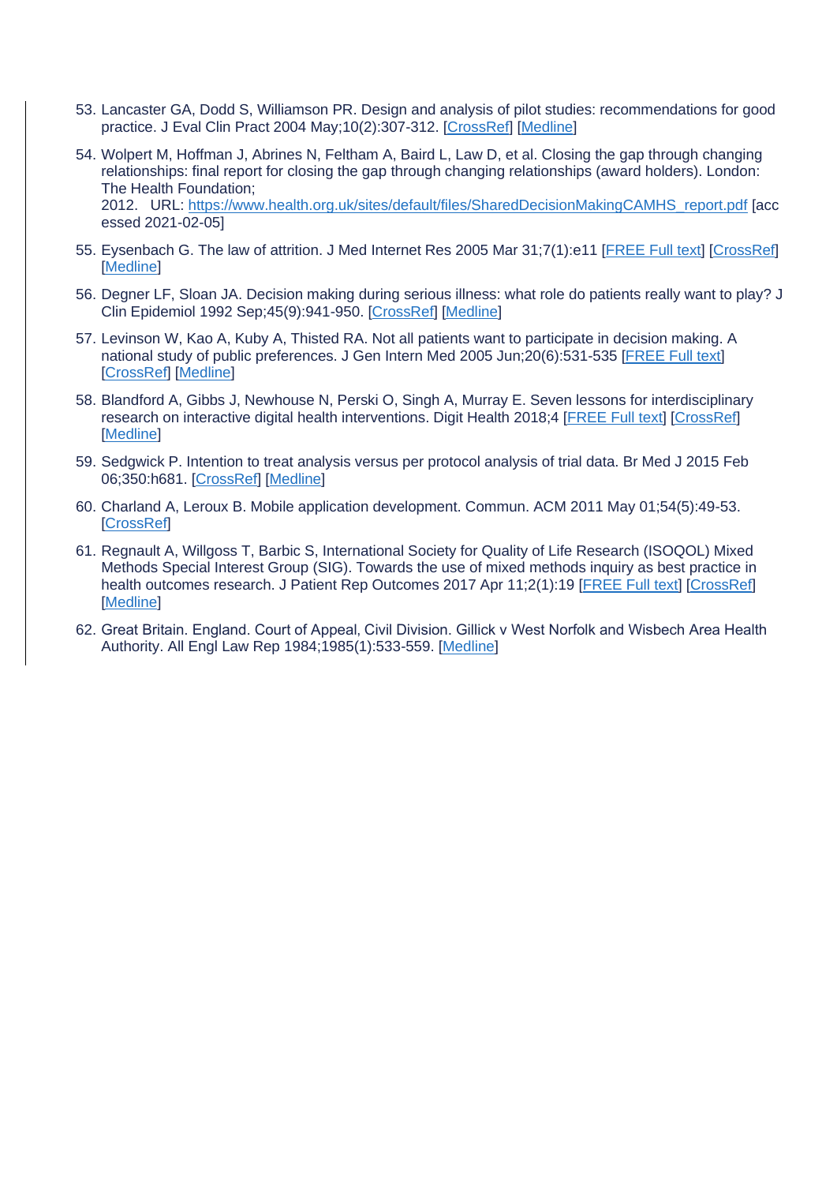53. Lancaster GA, Dodd S, Williamson PR. Design and analysis of pilot studies: recommendations for good practice. J Eval Clin Pract 2004 May;10(2):307-312. [CrossRef] [Medline]

54. Wolpert M, Hoffman J, Abrines N, Feltham A, Baird L, Law D, et al. Closing the gap through changing relationships: final report for closing the gap through changing relationships (award holders). London: The Health Foundation; 2012. URL: https://www.health.org.uk/sites/default/files/SharedDecisionMakingCAMHS_report.pdf [accessed 2021-02-05]

55. Eysenbach G. The law of attrition. J Med Internet Res 2005 Mar 31;7(1):e11 [FREE Full text] [CrossRef] [Medline]

56. Degner LF, Sloan JA. Decision making during serious illness: what role do patients really want to play? J Clin Epidemiol 1992 Sep;45(9):941-950. [CrossRef] [Medline]

57. Levinson W, Kao A, Kuby A, Thisted RA. Not all patients want to participate in decision making. A national study of public preferences. J Gen Intern Med 2005 Jun;20(6):531-535 [FREE Full text] [CrossRef] [Medline]

58. Blandford A, Gibbs J, Newhouse N, Perski O, Singh A, Murray E. Seven lessons for interdisciplinary research on interactive digital health interventions. Digit Health 2018;4 [FREE Full text] [CrossRef] [Medline]

59. Sedgwick P. Intention to treat analysis versus per protocol analysis of trial data. Br Med J 2015 Feb 06;350:h681. [CrossRef] [Medline]

60. Charland A, Leroux B. Mobile application development. Commun. ACM 2011 May 01;54(5):49-53. [CrossRef]

61. Regnault A, Willgoss T, Barbic S, International Society for Quality of Life Research (ISOQOL) Mixed Methods Special Interest Group (SIG). Towards the use of mixed methods inquiry as best practice in health outcomes research. J Patient Rep Outcomes 2017 Apr 11;2(1):19 [FREE Full text] [CrossRef] [Medline]

62. Great Britain. England. Court of Appeal, Civil Division. Gillick v West Norfolk and Wisbech Area Health Authority. All Engl Law Rep 1984;1985(1):533-559. [Medline]